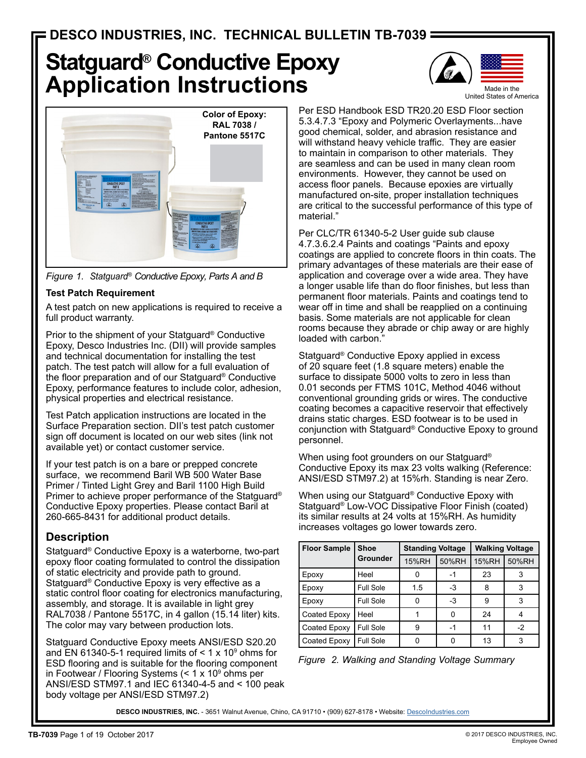# DESCO INDUSTRIES, INC. TECHNICAL BULLETIN TB-7039

# Statguard® Conductive Epoxy Application Instructions

Made in the United States of America

Color of Epoxy: RAL 7038 / Pantone 5517C

*Figure 1. Statguard® Conductive Epoxy, Parts A and B*

### Test Patch Requirement

A test patch on new applications is required to receive a full product warranty.

Prior to the shipment of your Statguard® Conductive Epoxy, Desco Industries Inc. (DII) will provide samples and technical documentation for installing the test patch. The test patch will allow for a full evaluation of the floor preparation and of our Statguard® Conductive Epoxy, performance features to include color, adhesion, physical properties and electrical resistance.

Test Patch application instructions are located in the Surface Preparation section. DII's test patch customer sign off document is located on our web sites (link not available yet) or contact customer service.

If your test patch is on a bare or prepped concrete surface, we recommend Baril WB 500 Water Base Primer / Tinted Light Grey and Baril 1100 High Build Primer to achieve proper performance of the Statguard® Conductive Epoxy properties. Please contact Baril at 260-665-8431 for additional product details.

## Description

Statguard® Conductive Epoxy is a waterborne, two-part epoxy floor coating formulated to control the dissipation of static electricity and provide path to ground. Statguard® Conductive Epoxy is very effective as a static control floor coating for electronics manufacturing, assembly, and storage. It is available in light grey RAL7038 / Pantone 5517C, in 4 gallon (15.14 liter) kits. The color may vary between production lots.

Statguard Conductive Epoxy meets ANSI/ESD S20.20 and EN 61340-5-1 required limits of < 1 x $10^9$ ohms for ESD flooring and is suitable for the flooring component in Footwear / Flooring Systems (< 1 x $10^9$ ohms per ANSI/ESD STM97.1 and IEC 61340-4-5 and < 100 peak body voltage per ANSI/ESD STM97.2)

Per ESD Handbook ESD TR20.20 ESD Floor section 5.3.4.7.3 "Epoxy and Polymeric Overlayments...have good chemical, solder, and abrasion resistance and will withstand heavy vehicle traffic. They are easier to maintain in comparison to other materials. They are seamless and can be used in many clean room environments. However, they cannot be used on access floor panels. Because epoxies are virtually manufactured on-site, proper installation techniques are critical to the successful performance of this type of material."

Per CLC/TR 61340-5-2 User guide sub clause 4.7.3.6.2.4 Paints and coatings "Paints and epoxy coatings are applied to concrete floors in thin coats. The primary advantages of these materials are their ease of application and coverage over a wide area. They have a longer usable life than do floor finishes, but less than permanent floor materials. Paints and coatings tend to wear off in time and shall be reapplied on a continuing basis. Some materials are not applicable for clean rooms because they abrade or chip away or are highly loaded with carbon."

Statguard® Conductive Epoxy applied in excess of 20 square feet (1.8 square meters) enable the surface to dissipate 5000 volts to zero in less than 0.01 seconds per FTMS 101C, Method 4046 without conventional grounding grids or wires. The conductive coating becomes a capacitive reservoir that effectively drains static charges. ESD footwear is to be used in conjunction with Statguard® Conductive Epoxy to ground personnel.

When using foot grounders on our Statguard® Conductive Epoxy its max 23 volts walking (Reference: ANSI/ESD STM97.2) at 15%rh. Standing is near Zero.

When using our Statguard® Conductive Epoxy with Statguard® Low-VOC Dissipative Floor Finish (coated) its similar results at 24 volts at 15%RH. As humidity increases voltages go lower towards zero.

| Floor Sample | Shoe Grounder | Standing Voltage | | Walking Voltage | |
|---|---|---|---|---|---|
| | | 15%RH | 50%RH | 15%RH | 50%RH |
| Epoxy | Heel | 0 | -1 | 23 | 3 |
| Epoxy | Full Sole | 1.5 | -3 | 8 | 3 |
| Epoxy | Full Sole | 0 | -3 | 9 | 3 |
| Coated Epoxy | Heel | 1 | 0 | 24 | 4 |
| Coated Epoxy | Full Sole | 9 | -1 | 11 | -2 |
| Coated Epoxy | Full Sole | 0 | 0 | 13 | 3 |

*Figure 2. Walking and Standing Voltage Summary*

**DESCO INDUSTRIES, INC.** - 3651 Walnut Avenue, Chino, CA 91710 • (909) 627-8178 • Website: DescoIndustries.com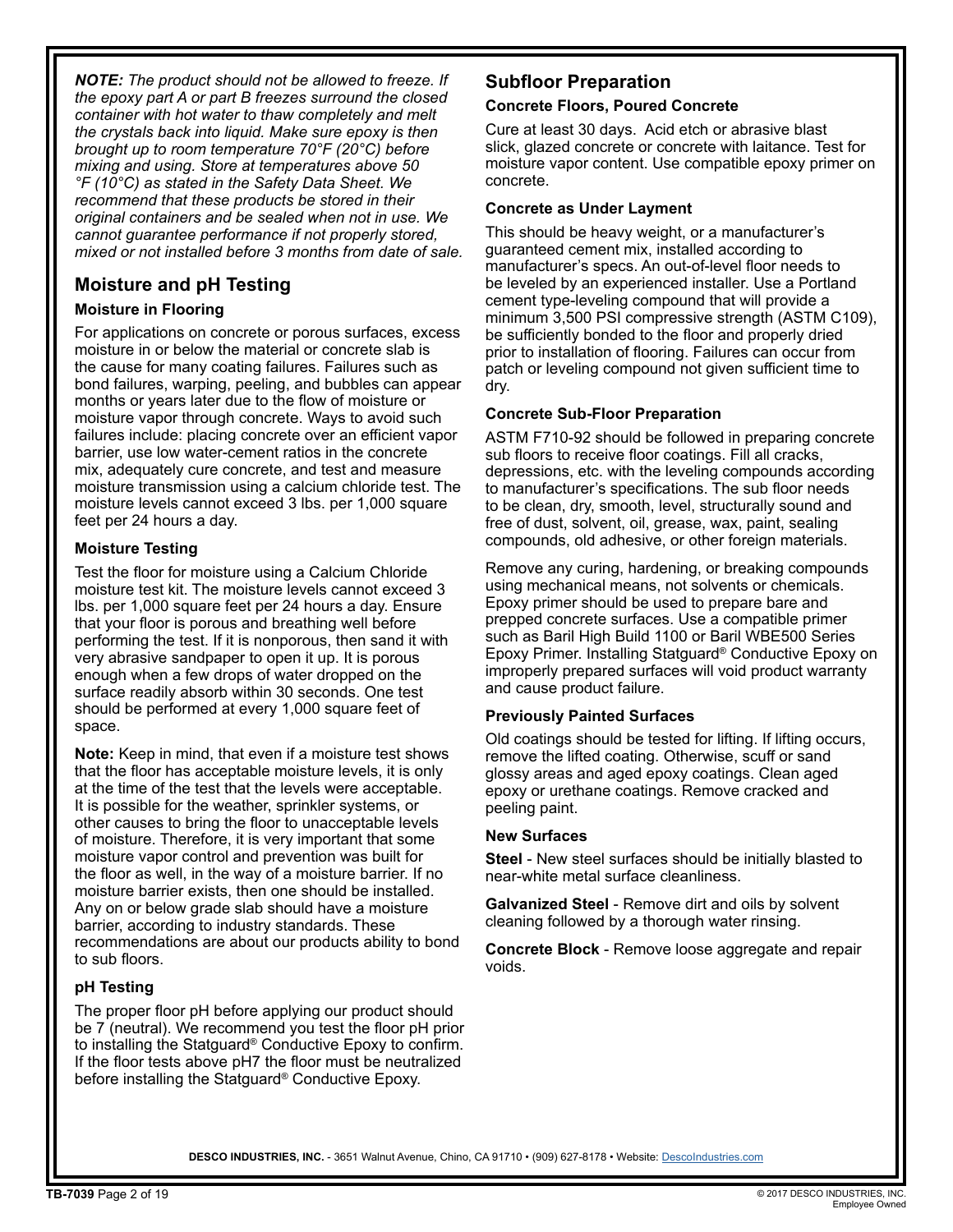***NOTE:*** *The product should not be allowed to freeze. If the epoxy part A or part B freezes surround the closed container with hot water to thaw completely and melt the crystals back into liquid. Make sure epoxy is then brought up to room temperature 70°F (20°C) before mixing and using. Store at temperatures above 50 °F (10°C) as stated in the Safety Data Sheet. We recommend that these products be stored in their original containers and be sealed when not in use. We cannot guarantee performance if not properly stored, mixed or not installed before 3 months from date of sale.*

## Moisture and pH Testing

### Moisture in Flooring

For applications on concrete or porous surfaces, excess moisture in or below the material or concrete slab is the cause for many coating failures. Failures such as bond failures, warping, peeling, and bubbles can appear months or years later due to the flow of moisture or moisture vapor through concrete. Ways to avoid such failures include: placing concrete over an efficient vapor barrier, use low water-cement ratios in the concrete mix, adequately cure concrete, and test and measure moisture transmission using a calcium chloride test. The moisture levels cannot exceed 3 lbs. per 1,000 square feet per 24 hours a day.

### Moisture Testing

Test the floor for moisture using a Calcium Chloride moisture test kit. The moisture levels cannot exceed 3 lbs. per 1,000 square feet per 24 hours a day. Ensure that your floor is porous and breathing well before performing the test. If it is nonporous, then sand it with very abrasive sandpaper to open it up. It is porous enough when a few drops of water dropped on the surface readily absorb within 30 seconds. One test should be performed at every 1,000 square feet of space.

**Note:** Keep in mind, that even if a moisture test shows that the floor has acceptable moisture levels, it is only at the time of the test that the levels were acceptable. It is possible for the weather, sprinkler systems, or other causes to bring the floor to unacceptable levels of moisture. Therefore, it is very important that some moisture vapor control and prevention was built for the floor as well, in the way of a moisture barrier. If no moisture barrier exists, then one should be installed. Any on or below grade slab should have a moisture barrier, according to industry standards. These recommendations are about our products ability to bond to sub floors.

### pH Testing

The proper floor pH before applying our product should be 7 (neutral). We recommend you test the floor pH prior to installing the Statguard® Conductive Epoxy to confirm. If the floor tests above pH7 the floor must be neutralized before installing the Statguard® Conductive Epoxy.

## Subfloor Preparation

### Concrete Floors, Poured Concrete

Cure at least 30 days. Acid etch or abrasive blast slick, glazed concrete or concrete with laitance. Test for moisture vapor content. Use compatible epoxy primer on concrete.

### Concrete as Under Layment

This should be heavy weight, or a manufacturer's guaranteed cement mix, installed according to manufacturer's specs. An out-of-level floor needs to be leveled by an experienced installer. Use a Portland cement type-leveling compound that will provide a minimum 3,500 PSI compressive strength (ASTM C109), be sufficiently bonded to the floor and properly dried prior to installation of flooring. Failures can occur from patch or leveling compound not given sufficient time to dry.

### Concrete Sub-Floor Preparation

ASTM F710-92 should be followed in preparing concrete sub floors to receive floor coatings. Fill all cracks, depressions, etc. with the leveling compounds according to manufacturer's specifications. The sub floor needs to be clean, dry, smooth, level, structurally sound and free of dust, solvent, oil, grease, wax, paint, sealing compounds, old adhesive, or other foreign materials.

Remove any curing, hardening, or breaking compounds using mechanical means, not solvents or chemicals. Epoxy primer should be used to prepare bare and prepped concrete surfaces. Use a compatible primer such as Baril High Build 1100 or Baril WBE500 Series Epoxy Primer. Installing Statguard® Conductive Epoxy on improperly prepared surfaces will void product warranty and cause product failure.

### Previously Painted Surfaces

Old coatings should be tested for lifting. If lifting occurs, remove the lifted coating. Otherwise, scuff or sand glossy areas and aged epoxy coatings. Clean aged epoxy or urethane coatings. Remove cracked and peeling paint.

### New Surfaces

**Steel** - New steel surfaces should be initially blasted to near-white metal surface cleanliness.

**Galvanized Steel** - Remove dirt and oils by solvent cleaning followed by a thorough water rinsing.

**Concrete Block** - Remove loose aggregate and repair voids.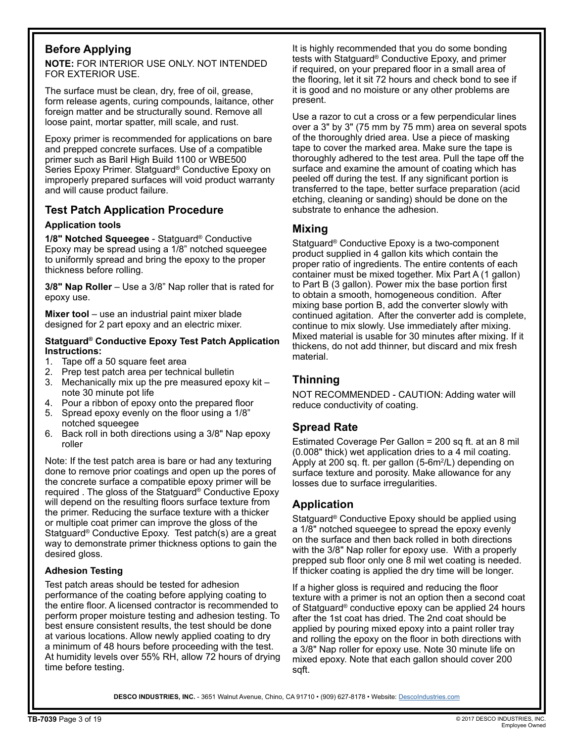## Before Applying

**NOTE:** FOR INTERIOR USE ONLY. NOT INTENDED FOR EXTERIOR USE.

The surface must be clean, dry, free of oil, grease, form release agents, curing compounds, laitance, other foreign matter and be structurally sound. Remove all loose paint, mortar spatter, mill scale, and rust.

Epoxy primer is recommended for applications on bare and prepped concrete surfaces. Use of a compatible primer such as Baril High Build 1100 or WBE500 Series Epoxy Primer. Statguard® Conductive Epoxy on improperly prepared surfaces will void product warranty and will cause product failure.

## Test Patch Application Procedure

### Application tools

**1/8" Notched Squeegee** - Statguard® Conductive Epoxy may be spread using a 1/8" notched squeegee to uniformly spread and bring the epoxy to the proper thickness before rolling.

**3/8" Nap Roller** – Use a 3/8" Nap roller that is rated for epoxy use.

**Mixer tool** – use an industrial paint mixer blade designed for 2 part epoxy and an electric mixer.

**Statguard® Conductive Epoxy Test Patch Application Instructions:**

1. Tape off a 50 square feet area
2. Prep test patch area per technical bulletin
3. Mechanically mix up the pre measured epoxy kit – note 30 minute pot life
4. Pour a ribbon of epoxy onto the prepared floor
5. Spread epoxy evenly on the floor using a 1/8" notched squeegee
6. Back roll in both directions using a 3/8" Nap epoxy roller

Note: If the test patch area is bare or had any texturing done to remove prior coatings and open up the pores of the concrete surface a compatible epoxy primer will be required . The gloss of the Statguard® Conductive Epoxy will depend on the resulting floors surface texture from the primer. Reducing the surface texture with a thicker or multiple coat primer can improve the gloss of the Statguard® Conductive Epoxy. Test patch(s) are a great way to demonstrate primer thickness options to gain the desired gloss.

### Adhesion Testing

Test patch areas should be tested for adhesion performance of the coating before applying coating to the entire floor. A licensed contractor is recommended to perform proper moisture testing and adhesion testing. To best ensure consistent results, the test should be done at various locations. Allow newly applied coating to dry a minimum of 48 hours before proceeding with the test. At humidity levels over 55% RH, allow 72 hours of drying time before testing.

It is highly recommended that you do some bonding tests with Statguard® Conductive Epoxy, and primer if required, on your prepared floor in a small area of the flooring, let it sit 72 hours and check bond to see if it is good and no moisture or any other problems are present.

Use a razor to cut a cross or a few perpendicular lines over a 3" by 3" (75 mm by 75 mm) area on several spots of the thoroughly dried area. Use a piece of masking tape to cover the marked area. Make sure the tape is thoroughly adhered to the test area. Pull the tape off the surface and examine the amount of coating which has peeled off during the test. If any significant portion is transferred to the tape, better surface preparation (acid etching, cleaning or sanding) should be done on the substrate to enhance the adhesion.

## Mixing

Statguard® Conductive Epoxy is a two-component product supplied in 4 gallon kits which contain the proper ratio of ingredients. The entire contents of each container must be mixed together. Mix Part A (1 gallon) to Part B (3 gallon). Power mix the base portion first to obtain a smooth, homogeneous condition. After mixing base portion B, add the converter slowly with continued agitation. After the converter add is complete, continue to mix slowly. Use immediately after mixing. Mixed material is usable for 30 minutes after mixing. If it thickens, do not add thinner, but discard and mix fresh material.

## Thinning

NOT RECOMMENDED - CAUTION: Adding water will reduce conductivity of coating.

## Spread Rate

Estimated Coverage Per Gallon = 200 sq ft. at an 8 mil (0.008" thick) wet application dries to a 4 mil coating. Apply at 200 sq. ft. per gallon (5-6m$^2$/L) depending on surface texture and porosity. Make allowance for any losses due to surface irregularities.

## Application

Statguard® Conductive Epoxy should be applied using a 1/8" notched squeegee to spread the epoxy evenly on the surface and then back rolled in both directions with the 3/8" Nap roller for epoxy use. With a properly prepped sub floor only one 8 mil wet coating is needed. If thicker coating is applied the dry time will be longer.

If a higher gloss is required and reducing the floor texture with a primer is not an option then a second coat of Statguard® conductive epoxy can be applied 24 hours after the 1st coat has dried. The 2nd coat should be applied by pouring mixed epoxy into a paint roller tray and rolling the epoxy on the floor in both directions with a 3/8" Nap roller for epoxy use. Note 30 minute life on mixed epoxy. Note that each gallon should cover 200 sqft.

**DESCO INDUSTRIES, INC.** - 3651 Walnut Avenue, Chino, CA 91710 • (909) 627-8178 • Website: DescoIndustries.com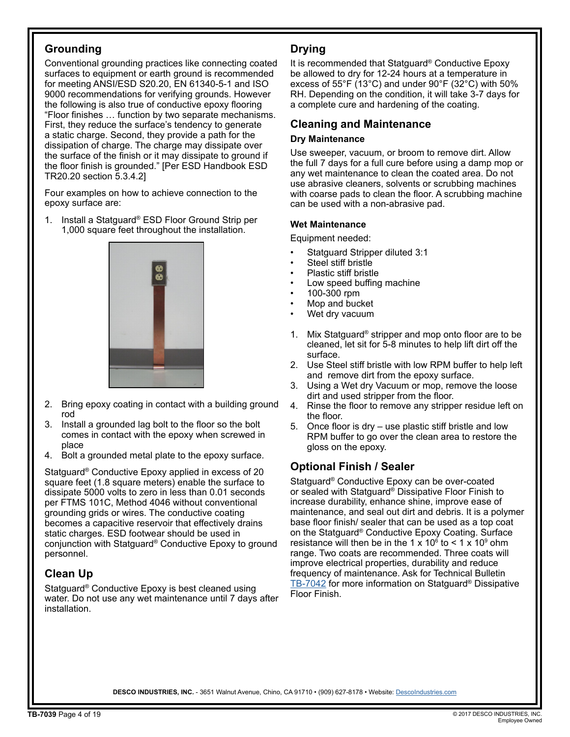## Grounding

Conventional grounding practices like connecting coated surfaces to equipment or earth ground is recommended for meeting ANSI/ESD S20.20, EN 61340-5-1 and ISO 9000 recommendations for verifying grounds. However the following is also true of conductive epoxy flooring "Floor finishes … function by two separate mechanisms. First, they reduce the surface's tendency to generate a static charge. Second, they provide a path for the dissipation of charge. The charge may dissipate over the surface of the finish or it may dissipate to ground if the floor finish is grounded." [Per ESD Handbook ESD TR20.20 section 5.3.4.2]

Four examples on how to achieve connection to the epoxy surface are:

1. Install a Statguard® ESD Floor Ground Strip per 1,000 square feet throughout the installation.
2. Bring epoxy coating in contact with a building ground rod
3. Install a grounded lag bolt to the floor so the bolt comes in contact with the epoxy when screwed in place
4. Bolt a grounded metal plate to the epoxy surface.

Statguard® Conductive Epoxy applied in excess of 20 square feet (1.8 square meters) enable the surface to dissipate 5000 volts to zero in less than 0.01 seconds per FTMS 101C, Method 4046 without conventional grounding grids or wires. The conductive coating becomes a capacitive reservoir that effectively drains static charges. ESD footwear should be used in conjunction with Statguard® Conductive Epoxy to ground personnel.

## Clean Up

Statguard® Conductive Epoxy is best cleaned using water. Do not use any wet maintenance until 7 days after installation.

## Drying

It is recommended that Statguard® Conductive Epoxy be allowed to dry for 12-24 hours at a temperature in excess of 55°F (13°C) and under 90°F (32°C) with 50% RH. Depending on the condition, it will take 3-7 days for a complete cure and hardening of the coating.

## Cleaning and Maintenance

### Dry Maintenance

Use sweeper, vacuum, or broom to remove dirt. Allow the full 7 days for a full cure before using a damp mop or any wet maintenance to clean the coated area. Do not use abrasive cleaners, solvents or scrubbing machines with coarse pads to clean the floor. A scrubbing machine can be used with a non-abrasive pad.

### Wet Maintenance

Equipment needed:

- Statguard Stripper diluted 3:1
- Steel stiff bristle
- Plastic stiff bristle
- Low speed buffing machine
- 100-300 rpm
- Mop and bucket
- Wet dry vacuum

1. Mix Statguard® stripper and mop onto floor are to be cleaned, let sit for 5-8 minutes to help lift dirt off the surface.
2. Use Steel stiff bristle with low RPM buffer to help left and remove dirt from the epoxy surface.
3. Using a Wet dry Vacuum or mop, remove the loose dirt and used stripper from the floor.
4. Rinse the floor to remove any stripper residue left on the floor.
5. Once floor is dry – use plastic stiff bristle and low RPM buffer to go over the clean area to restore the gloss on the epoxy.

## Optional Finish / Sealer

Statguard® Conductive Epoxy can be over-coated or sealed with Statguard® Dissipative Floor Finish to increase durability, enhance shine, improve ease of maintenance, and seal out dirt and debris. It is a polymer base floor finish/ sealer that can be used as a top coat on the Statguard® Conductive Epoxy Coating. Surface resistance will then be in the 1 x $10^6$ to < 1 x $10^9$ ohm range. Two coats are recommended. Three coats will improve electrical properties, durability and reduce frequency of maintenance. Ask for Technical Bulletin TB-7042 for more information on Statguard® Dissipative Floor Finish.

**DESCO INDUSTRIES, INC.** - 3651 Walnut Avenue, Chino, CA 91710 • (909) 627-8178 • Website: DescoIndustries.com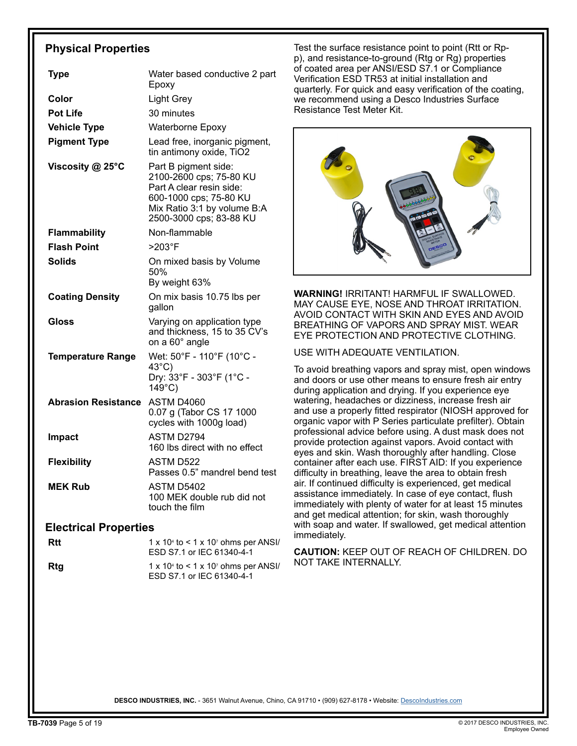## Physical Properties

| | |
|---|---|
| **Type** | Water based conductive 2 part Epoxy |
| **Color** | Light Grey |
| **Pot Life** | 30 minutes |
| **Vehicle Type** | Waterborne Epoxy |
| **Pigment Type** | Lead free, inorganic pigment, tin antimony oxide, $TiO_2$ |
| **Viscosity @ 25°C** | Part B pigment side: 2100-2600 cps; 75-80 KU<br>Part A clear resin side: 600-1000 cps; 75-80 KU<br>Mix Ratio 3:1 by volume B:A 2500-3000 cps; 83-88 KU |
| **Flammability** | Non-flammable |
| **Flash Point** | >203°F |
| **Solids** | On mixed basis by Volume 50%<br>By weight 63% |
| **Coating Density** | On mix basis 10.75 lbs per gallon |
| **Gloss** | Varying on application type and thickness, 15 to 35 CV's on a 60° angle |
| **Temperature Range** | Wet: 50°F - 110°F (10°C - 43°C)<br>Dry: 33°F - 303°F (1°C - 149°C) |
| **Abrasion Resistance** | ASTM D4060<br>0.07 g (Tabor CS 17 1000 cycles with 1000g load) |
| **Impact** | ASTM D2794<br>160 lbs direct with no effect |
| **Flexibility** | ASTM D522<br>Passes 0.5" mandrel bend test |
| **MEK Rub** | ASTM D5402<br>100 MEK double rub did not touch the film |

## Electrical Properties

| | |
|---|---|
| **Rtt** | $1 \times 10^4$ to < $1 \times 10^7$ ohms per ANSI/ESD S7.1 or IEC 61340-4-1 |
| **Rtg** | $1 \times 10^4$ to < $1 \times 10^7$ ohms per ANSI/ESD S7.1 or IEC 61340-4-1 |

Test the surface resistance point to point (Rtt or Rp-p), and resistance-to-ground (Rtg or Rg) properties of coated area per ANSI/ESD S7.1 or Compliance Verification ESD TR53 at initial installation and quarterly. For quick and easy verification of the coating, we recommend using a Desco Industries Surface Resistance Test Meter Kit.

**WARNING!** IRRITANT! HARMFUL IF SWALLOWED. MAY CAUSE EYE, NOSE AND THROAT IRRITATION. AVOID CONTACT WITH SKIN AND EYES AND AVOID BREATHING OF VAPORS AND SPRAY MIST. WEAR EYE PROTECTION AND PROTECTIVE CLOTHING.

USE WITH ADEQUATE VENTILATION.

To avoid breathing vapors and spray mist, open windows and doors or use other means to ensure fresh air entry during application and drying. If you experience eye watering, headaches or dizziness, increase fresh air and use a properly fitted respirator (NIOSH approved for organic vapor with P Series particulate prefilter). Obtain professional advice before using. A dust mask does not provide protection against vapors. Avoid contact with eyes and skin. Wash thoroughly after handling. Close container after each use. FIRST AID: If you experience difficulty in breathing, leave the area to obtain fresh air. If continued difficulty is experienced, get medical assistance immediately. In case of eye contact, flush immediately with plenty of water for at least 15 minutes and get medical attention; for skin, wash thoroughly with soap and water. If swallowed, get medical attention immediately.

**CAUTION:** KEEP OUT OF REACH OF CHILDREN. DO NOT TAKE INTERNALLY.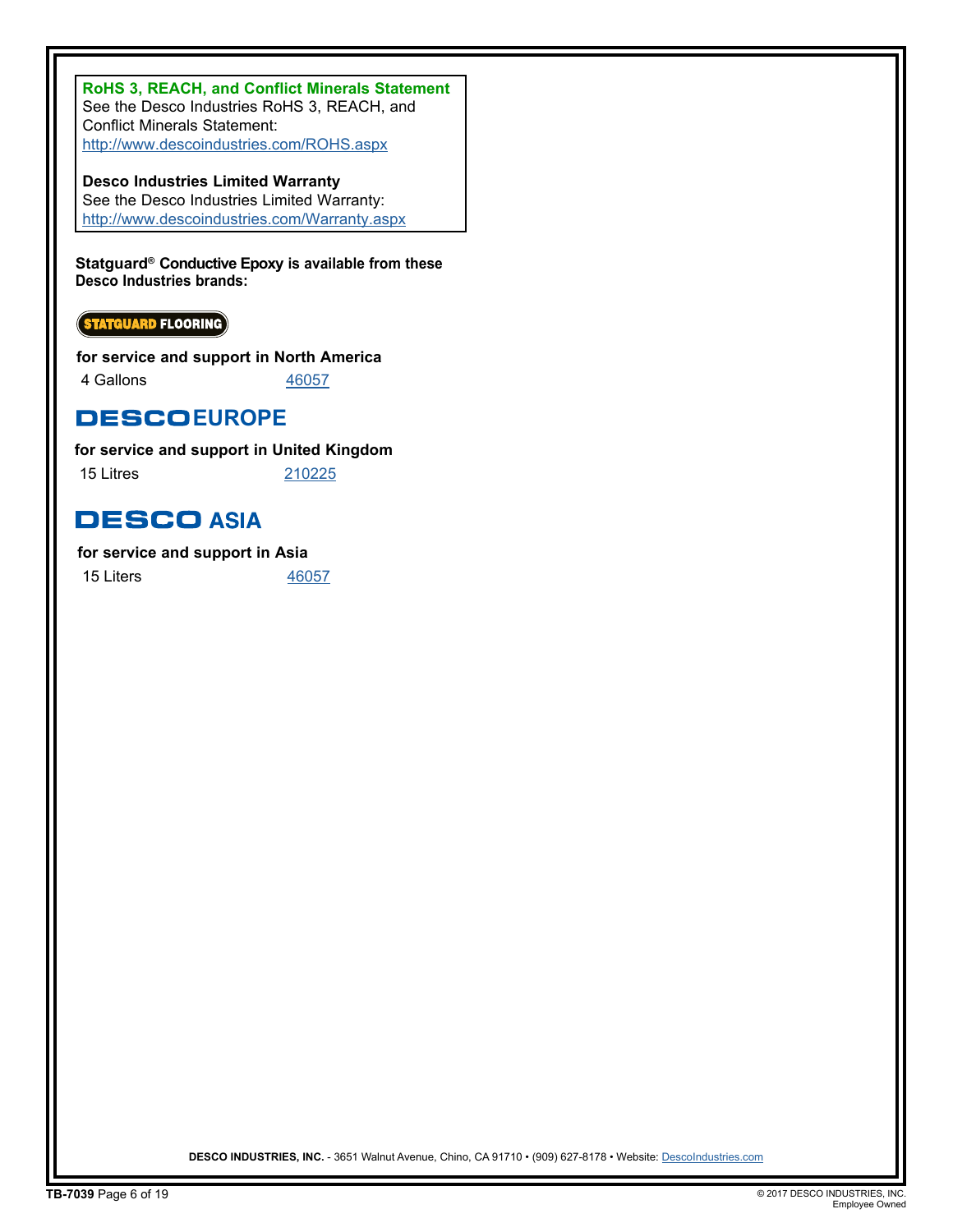**RoHS 3, REACH, and Conflict Minerals Statement**
See the Desco Industries RoHS 3, REACH, and Conflict Minerals Statement:
http://www.descoindustries.com/ROHS.aspx

**Desco Industries Limited Warranty**
See the Desco Industries Limited Warranty:
http://www.descoindustries.com/Warranty.aspx

**Statguard® Conductive Epoxy is available from these Desco Industries brands:**

**STATGUARD FLOORING**

**for service and support in North America**

| 4 Gallons | 46057 |
|---|---|

**DESCO EUROPE**

**for service and support in United Kingdom**

| 15 Litres | 210225 |
|---|---|

**DESCO ASIA**

**for service and support in Asia**

| 15 Liters | 46057 |
|---|---|

**DESCO INDUSTRIES, INC.** - 3651 Walnut Avenue, Chino, CA 91710 • (909) 627-8178 • Website: DescoIndustries.com

**TB-7039**

© 2017 DESCO INDUSTRIES, INC.
Employee Owned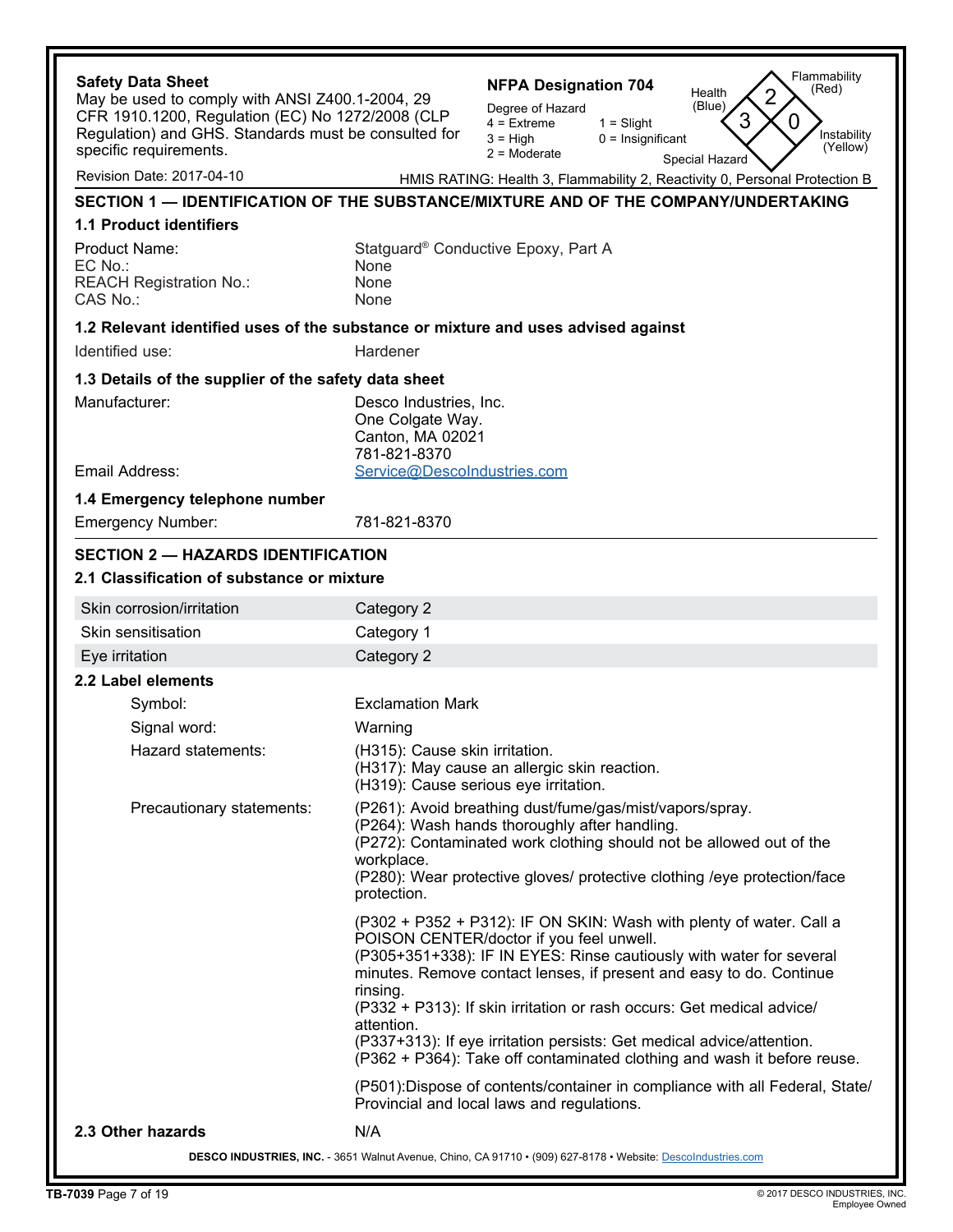**Safety Data Sheet**
May be used to comply with ANSI Z400.1-2004, 29 CFR 1910.1200, Regulation (EC) No 1272/2008 (CLP Regulation) and GHS. Standards must be consulted for specific requirements.

**NFPA Designation 704**

Degree of Hazard
4 = Extreme
3 = High
2 = Moderate
1 = Slight
0 = Insignificant

Health (Blue): 3
Flammability (Red): 2
Instability (Yellow): 0
Special Hazard

Revision Date: 2017-04-10

HMIS RATING: Health 3, Flammability 2, Reactivity 0, Personal Protection B

## SECTION 1 — IDENTIFICATION OF THE SUBSTANCE/MIXTURE AND OF THE COMPANY/UNDERTAKING

### 1.1 Product identifiers

| | |
|---|---|
| Product Name: | Statguard® Conductive Epoxy, Part A |
| EC No.: | None |
| REACH Registration No.: | None |
| CAS No.: | None |

### 1.2 Relevant identified uses of the substance or mixture and uses advised against

Identified use: Hardener

### 1.3 Details of the supplier of the safety data sheet

Manufacturer:
Desco Industries, Inc.
One Colgate Way.
Canton, MA 02021
781-821-8370

Email Address: Service@DescoIndustries.com

### 1.4 Emergency telephone number

Emergency Number: 781-821-8370

## SECTION 2 — HAZARDS IDENTIFICATION

### 2.1 Classification of substance or mixture

| | |
|---|---|
| Skin corrosion/irritation | Category 2 |
| Skin sensitisation | Category 1 |
| Eye irritation | Category 2 |

### 2.2 Label elements

Symbol: Exclamation Mark

Signal word: Warning

Hazard statements:
(H315): Cause skin irritation.
(H317): May cause an allergic skin reaction.
(H319): Cause serious eye irritation.

Precautionary statements:
(P261): Avoid breathing dust/fume/gas/mist/vapors/spray.
(P264): Wash hands thoroughly after handling.
(P272): Contaminated work clothing should not be allowed out of the workplace.
(P280): Wear protective gloves/ protective clothing /eye protection/face protection.

(P302 + P352 + P312): IF ON SKIN: Wash with plenty of water. Call a POISON CENTER/doctor if you feel unwell.
(P305+351+338): IF IN EYES: Rinse cautiously with water for several minutes. Remove contact lenses, if present and easy to do. Continue rinsing.
(P332 + P313): If skin irritation or rash occurs: Get medical advice/ attention.
(P337+313): If eye irritation persists: Get medical advice/attention.
(P362 + P364): Take off contaminated clothing and wash it before reuse.

(P501):Dispose of contents/container in compliance with all Federal, State/ Provincial and local laws and regulations.

### 2.3 Other hazards

N/A

**DESCO INDUSTRIES, INC.** - 3651 Walnut Avenue, Chino, CA 91710 • (909) 627-8178 • Website: DescoIndustries.com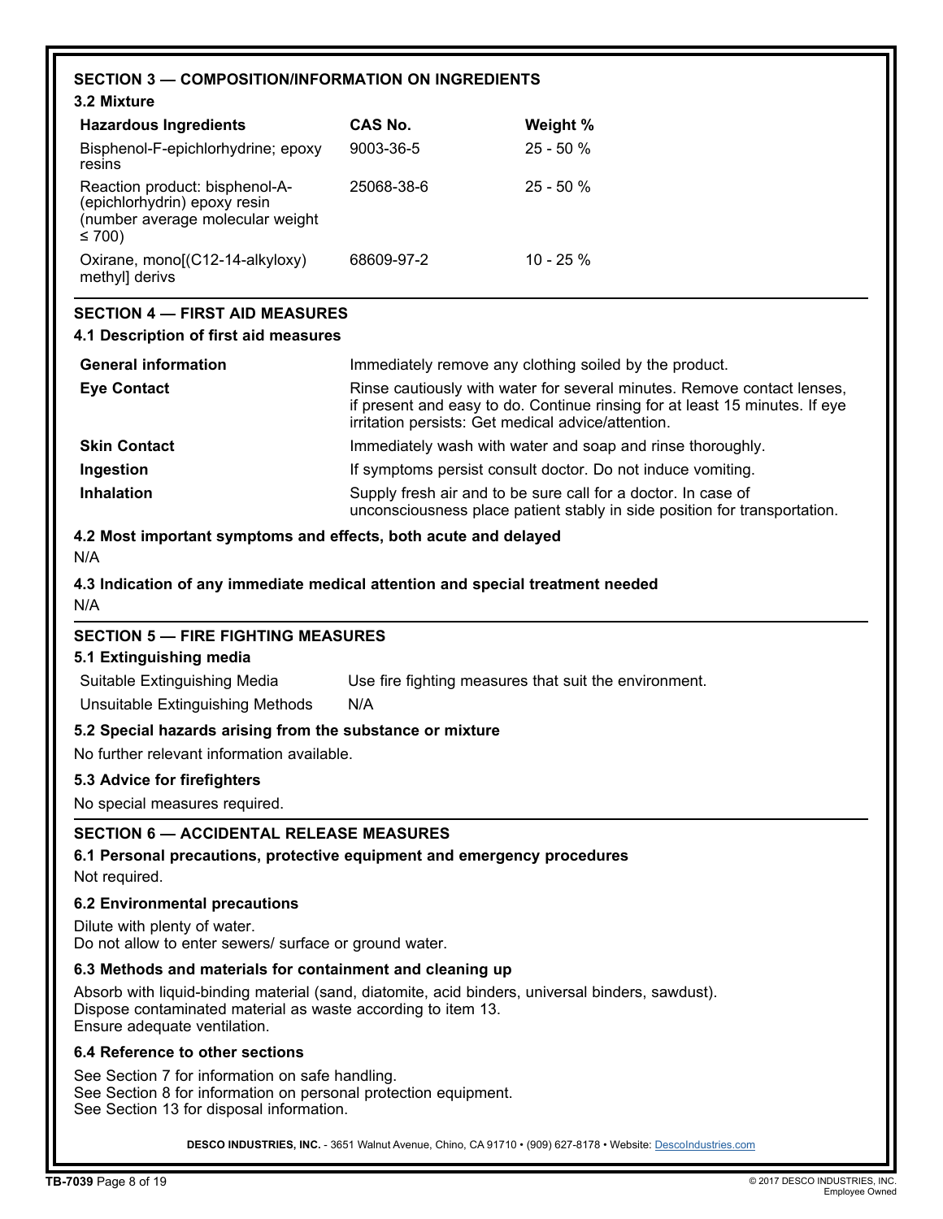## SECTION 3 — COMPOSITION/INFORMATION ON INGREDIENTS

### 3.2 Mixture

| Hazardous Ingredients | CAS No. | Weight % |
|---|---|---|
| Bisphenol-F-epichlorhydrine; epoxy resins | 9003-36-5 | 25 - 50 % |
| Reaction product: bisphenol-A-(epichlorhydrin) epoxy resin (number average molecular weight ≤ 700) | 25068-38-6 | 25 - 50 % |
| Oxirane, mono[(C12-14-alkyloxy) methyl] derivs | 68609-97-2 | 10 - 25 % |

## SECTION 4 — FIRST AID MEASURES

### 4.1 Description of first aid measures

| | |
|---|---|
| **General information** | Immediately remove any clothing soiled by the product. |
| **Eye Contact** | Rinse cautiously with water for several minutes. Remove contact lenses, if present and easy to do. Continue rinsing for at least 15 minutes. If eye irritation persists: Get medical advice/attention. |
| **Skin Contact** | Immediately wash with water and soap and rinse thoroughly. |
| **Ingestion** | If symptoms persist consult doctor. Do not induce vomiting. |
| **Inhalation** | Supply fresh air and to be sure call for a doctor. In case of unconsciousness place patient stably in side position for transportation. |

### 4.2 Most important symptoms and effects, both acute and delayed

N/A

### 4.3 Indication of any immediate medical attention and special treatment needed

N/A

## SECTION 5 — FIRE FIGHTING MEASURES

### 5.1 Extinguishing media

| | |
|---|---|
| Suitable Extinguishing Media | Use fire fighting measures that suit the environment. |
| Unsuitable Extinguishing Methods | N/A |

### 5.2 Special hazards arising from the substance or mixture

No further relevant information available.

### 5.3 Advice for firefighters

No special measures required.

## SECTION 6 — ACCIDENTAL RELEASE MEASURES

### 6.1 Personal precautions, protective equipment and emergency procedures

Not required.

### 6.2 Environmental precautions

Dilute with plenty of water.
Do not allow to enter sewers/ surface or ground water.

### 6.3 Methods and materials for containment and cleaning up

Absorb with liquid-binding material (sand, diatomite, acid binders, universal binders, sawdust).
Dispose contaminated material as waste according to item 13.
Ensure adequate ventilation.

### 6.4 Reference to other sections

See Section 7 for information on safe handling.
See Section 8 for information on personal protection equipment.
See Section 13 for disposal information.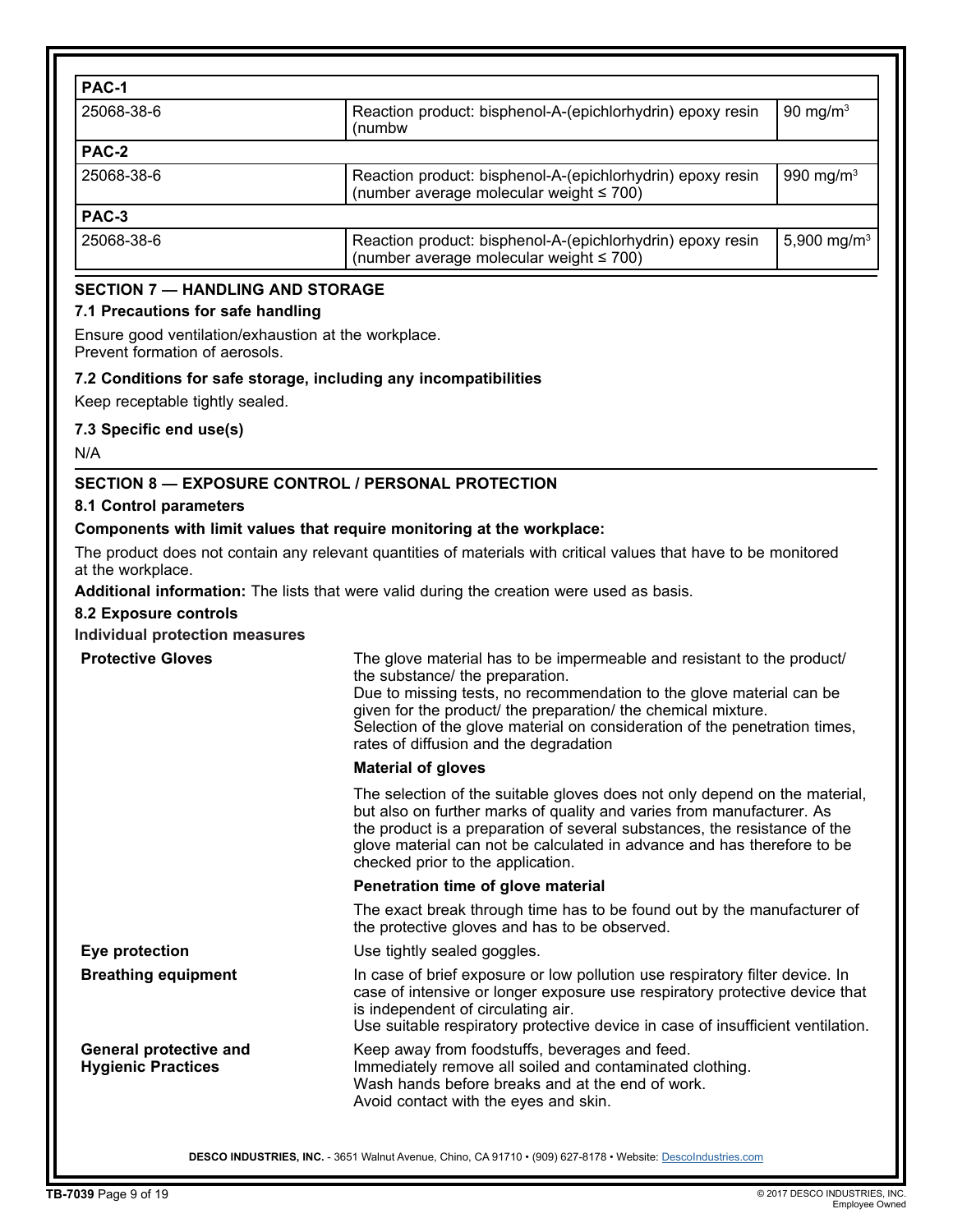| PAC-1 | | |
|---|---|---|
| 25068-38-6 | Reaction product: bisphenol-A-(epichlorhydrin) epoxy resin (numbw | 90 mg/m$^3$ |
| **PAC-2** | | |
| 25068-38-6 | Reaction product: bisphenol-A-(epichlorhydrin) epoxy resin (number average molecular weight ≤ 700) | 990 mg/m$^3$ |
| **PAC-3** | | |
| 25068-38-6 | Reaction product: bisphenol-A-(epichlorhydrin) epoxy resin (number average molecular weight ≤ 700) | 5,900 mg/m$^3$ |

## SECTION 7 — HANDLING AND STORAGE

### 7.1 Precautions for safe handling

Ensure good ventilation/exhaustion at the workplace.
Prevent formation of aerosols.

### 7.2 Conditions for safe storage, including any incompatibilities

Keep receptable tightly sealed.

### 7.3 Specific end use(s)

N/A

## SECTION 8 — EXPOSURE CONTROL / PERSONAL PROTECTION

### 8.1 Control parameters

**Components with limit values that require monitoring at the workplace:**

The product does not contain any relevant quantities of materials with critical values that have to be monitored at the workplace.

**Additional information:** The lists that were valid during the creation were used as basis.

### 8.2 Exposure controls

**Individual protection measures**

**Protective Gloves**

The glove material has to be impermeable and resistant to the product/ the substance/ the preparation.
Due to missing tests, no recommendation to the glove material can be given for the product/ the preparation/ the chemical mixture.
Selection of the glove material on consideration of the penetration times, rates of diffusion and the degradation

**Material of gloves**

The selection of the suitable gloves does not only depend on the material, but also on further marks of quality and varies from manufacturer. As the product is a preparation of several substances, the resistance of the glove material can not be calculated in advance and has therefore to be checked prior to the application.

**Penetration time of glove material**

The exact break through time has to be found out by the manufacturer of the protective gloves and has to be observed.

**Eye protection**

Use tightly sealed goggles.

**Breathing equipment**

In case of brief exposure or low pollution use respiratory filter device. In case of intensive or longer exposure use respiratory protective device that is independent of circulating air.
Use suitable respiratory protective device in case of insufficient ventilation.

**General protective and Hygienic Practices**

Keep away from foodstuffs, beverages and feed.
Immediately remove all soiled and contaminated clothing.
Wash hands before breaks and at the end of work.
Avoid contact with the eyes and skin.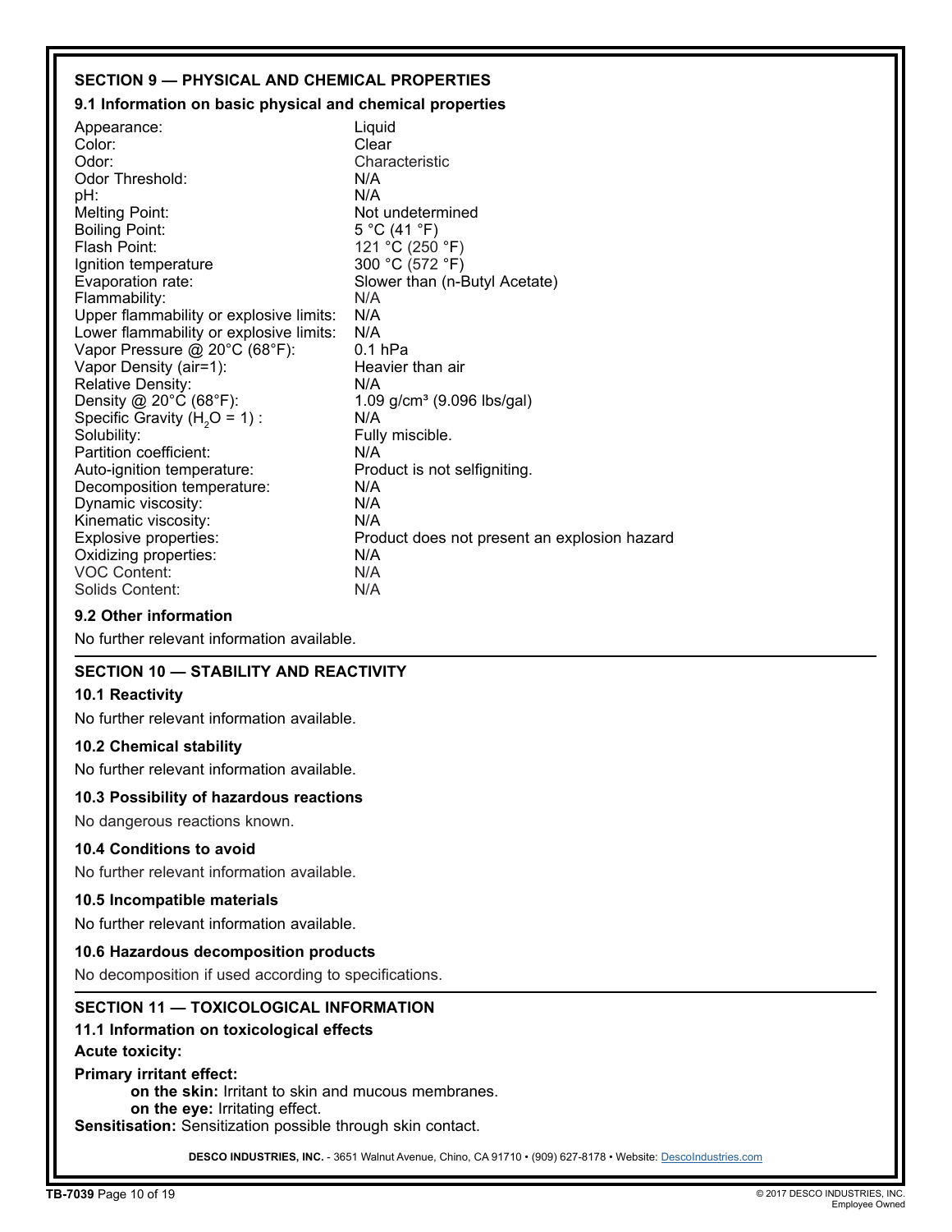## SECTION 9 — PHYSICAL AND CHEMICAL PROPERTIES

### 9.1 Information on basic physical and chemical properties

| | |
|---|---|
| Appearance: | Liquid |
| Color: | Clear |
| Odor: | Characteristic |
| Odor Threshold: | N/A |
| pH: | N/A |
| Melting Point: | Not undetermined |
| Boiling Point: | 5 °C (41 °F) |
| Flash Point: | 121 °C (250 °F) |
| Ignition temperature | 300 °C (572 °F) |
| Evaporation rate: | Slower than (n-Butyl Acetate) |
| Flammability: | N/A |
| Upper flammability or explosive limits: | N/A |
| Lower flammability or explosive limits: | N/A |
| Vapor Pressure @ 20°C (68°F): | 0.1 hPa |
| Vapor Density (air=1): | Heavier than air |
| Relative Density: | N/A |
| Density @ 20°C (68°F): | 1.09 g/cm³ (9.096 lbs/gal) |
| Specific Gravity ($H_2O$ = 1) : | N/A |
| Solubility: | Fully miscible. |
| Partition coefficient: | N/A |
| Auto-ignition temperature: | Product is not selfigniting. |
| Decomposition temperature: | N/A |
| Dynamic viscosity: | N/A |
| Kinematic viscosity: | N/A |
| Explosive properties: | Product does not present an explosion hazard |
| Oxidizing properties: | N/A |
| VOC Content: | N/A |
| Solids Content: | N/A |

### 9.2 Other information

No further relevant information available.

## SECTION 10 — STABILITY AND REACTIVITY

### 10.1 Reactivity

No further relevant information available.

### 10.2 Chemical stability

No further relevant information available.

### 10.3 Possibility of hazardous reactions

No dangerous reactions known.

### 10.4 Conditions to avoid

No further relevant information available.

### 10.5 Incompatible materials

No further relevant information available.

### 10.6 Hazardous decomposition products

No decomposition if used according to specifications.

## SECTION 11 — TOXICOLOGICAL INFORMATION

### 11.1 Information on toxicological effects

**Acute toxicity:**

**Primary irritant effect:**

- **on the skin:** Irritant to skin and mucous membranes.
- **on the eye:** Irritating effect.

**Sensitisation:** Sensitization possible through skin contact.

**DESCO INDUSTRIES, INC.** - 3651 Walnut Avenue, Chino, CA 91710 • (909) 627-8178 • Website: DescoIndustries.com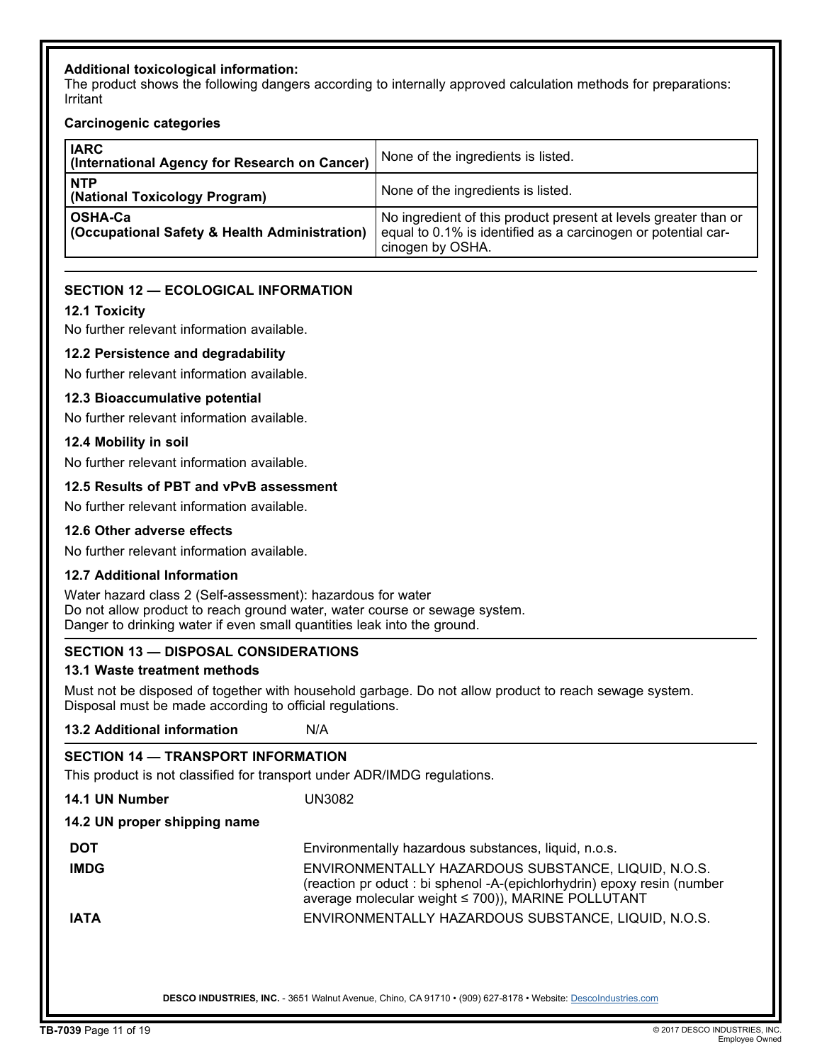**Additional toxicological information:**
The product shows the following dangers according to internally approved calculation methods for preparations: Irritant

**Carcinogenic categories**

| **IARC (International Agency for Research on Cancer)** | None of the ingredients is listed. |
|---|---|
| **NTP (National Toxicology Program)** | None of the ingredients is listed. |
| **OSHA-Ca (Occupational Safety & Health Administration)** | No ingredient of this product present at levels greater than or equal to 0.1% is identified as a carcinogen or potential carcinogen by OSHA. |

## SECTION 12 — ECOLOGICAL INFORMATION

### 12.1 Toxicity

No further relevant information available.

### 12.2 Persistence and degradability

No further relevant information available.

### 12.3 Bioaccumulative potential

No further relevant information available.

### 12.4 Mobility in soil

No further relevant information available.

### 12.5 Results of PBT and vPvB assessment

No further relevant information available.

### 12.6 Other adverse effects

No further relevant information available.

### 12.7 Additional Information

Water hazard class 2 (Self-assessment): hazardous for water
Do not allow product to reach ground water, water course or sewage system.
Danger to drinking water if even small quantities leak into the ground.

## SECTION 13 — DISPOSAL CONSIDERATIONS

### 13.1 Waste treatment methods

Must not be disposed of together with household garbage. Do not allow product to reach sewage system.
Disposal must be made according to official regulations.

**13.2 Additional information** N/A

## SECTION 14 — TRANSPORT INFORMATION

This product is not classified for transport under ADR/IMDG regulations.

**14.1 UN Number** UN3082

**14.2 UN proper shipping name**

| | |
|---|---|
| **DOT** | Environmentally hazardous substances, liquid, n.o.s. |
| **IMDG** | ENVIRONMENTALLY HAZARDOUS SUBSTANCE, LIQUID, N.O.S. (reaction pr oduct : bi sphenol -A-(epichlorhydrin) epoxy resin (number average molecular weight ≤ 700)), MARINE POLLUTANT |
| **IATA** | ENVIRONMENTALLY HAZARDOUS SUBSTANCE, LIQUID, N.O.S. |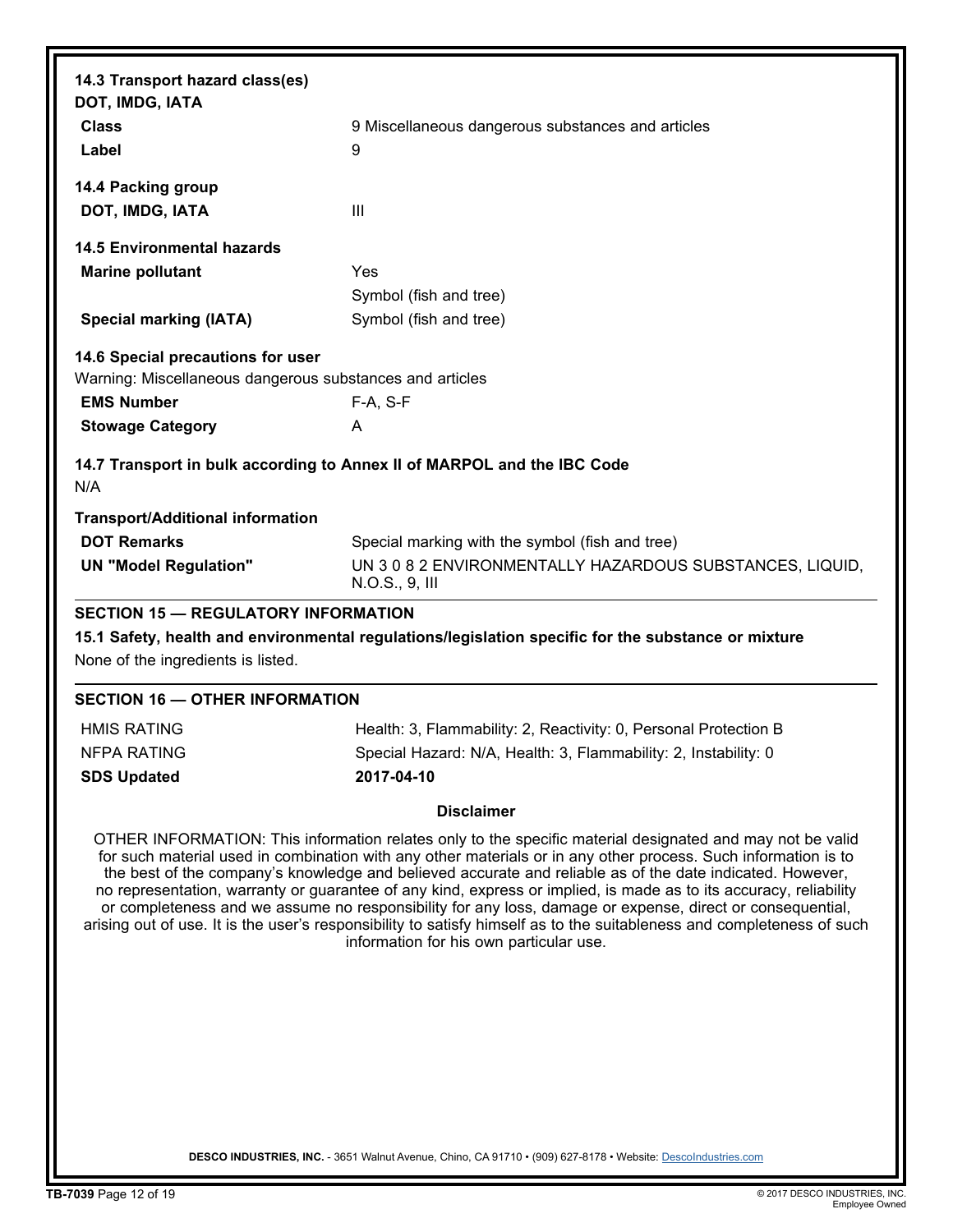**14.3 Transport hazard class(es)**

**DOT, IMDG, IATA**

| | |
|---|---|
| **Class** | 9 Miscellaneous dangerous substances and articles |
| **Label** | 9 |

**14.4 Packing group**

| | |
|---|---|
| **DOT, IMDG, IATA** | III |

**14.5 Environmental hazards**

| | |
|---|---|
| **Marine pollutant** | Yes |
| | Symbol (fish and tree) |
| **Special marking (IATA)** | Symbol (fish and tree) |

**14.6 Special precautions for user**

Warning: Miscellaneous dangerous substances and articles

| | |
|---|---|
| **EMS Number** | F-A, S-F |
| **Stowage Category** | A |

**14.7 Transport in bulk according to Annex II of MARPOL and the IBC Code**

N/A

**Transport/Additional information**

| | |
|---|---|
| **DOT Remarks** | Special marking with the symbol (fish and tree) |
| **UN "Model Regulation"** | UN 3 0 8 2 ENVIRONMENTALLY HAZARDOUS SUBSTANCES, LIQUID, N.O.S., 9, III |

## SECTION 15 — REGULATORY INFORMATION

**15.1 Safety, health and environmental regulations/legislation specific for the substance or mixture**

None of the ingredients is listed.

## SECTION 16 — OTHER INFORMATION

| | |
|---|---|
| HMIS RATING | Health: 3, Flammability: 2, Reactivity: 0, Personal Protection B |
| NFPA RATING | Special Hazard: N/A, Health: 3, Flammability: 2, Instability: 0 |
| **SDS Updated** | **2017-04-10** |

**Disclaimer**

OTHER INFORMATION: This information relates only to the specific material designated and may not be valid for such material used in combination with any other materials or in any other process. Such information is to the best of the company's knowledge and believed accurate and reliable as of the date indicated. However, no representation, warranty or guarantee of any kind, express or implied, is made as to its accuracy, reliability or completeness and we assume no responsibility for any loss, damage or expense, direct or consequential, arising out of use. It is the user's responsibility to satisfy himself as to the suitableness and completeness of such information for his own particular use.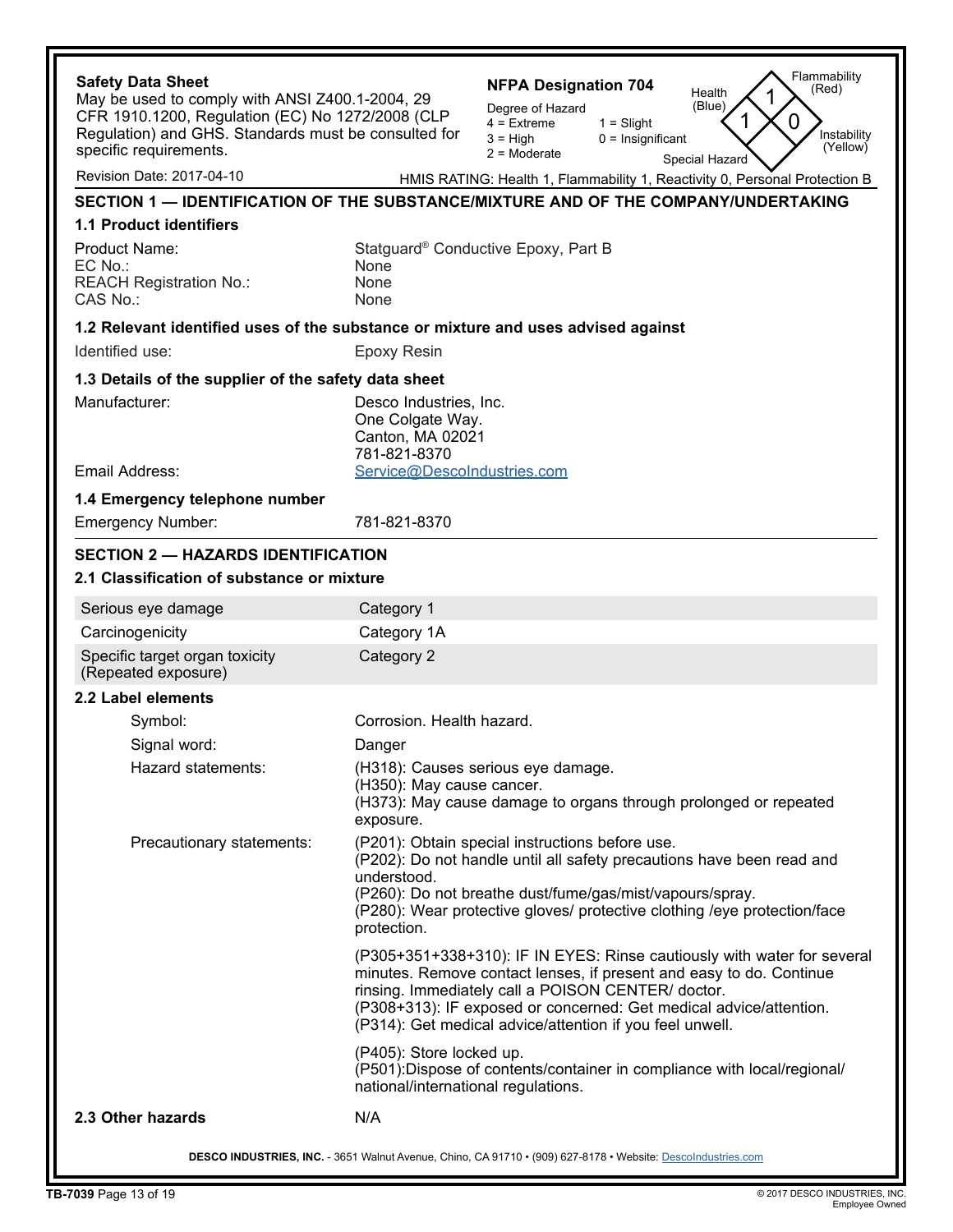**Safety Data Sheet**
May be used to comply with ANSI Z400.1-2004, 29 CFR 1910.1200, Regulation (EC) No 1272/2008 (CLP Regulation) and GHS. Standards must be consulted for specific requirements.

**NFPA Designation 704**

Degree of Hazard
4 = Extreme
3 = High
2 = Moderate
1 = Slight
0 = Insignificant

Health (Blue): 1
Flammability (Red): 1
Instability (Yellow): 0
Special Hazard

Revision Date: 2017-04-10

HMIS RATING: Health 1, Flammability 1, Reactivity 0, Personal Protection B

## SECTION 1 — IDENTIFICATION OF THE SUBSTANCE/MIXTURE AND OF THE COMPANY/UNDERTAKING

### 1.1 Product identifiers

| | |
|---|---|
| Product Name: | Statguard® Conductive Epoxy, Part B |
| EC No.: | None |
| REACH Registration No.: | None |
| CAS No.: | None |

### 1.2 Relevant identified uses of the substance or mixture and uses advised against

| | |
|---|---|
| Identified use: | Epoxy Resin |

### 1.3 Details of the supplier of the safety data sheet

| | |
|---|---|
| Manufacturer: | Desco Industries, Inc.<br>One Colgate Way.<br>Canton, MA 02021<br>781-821-8370 |
| Email Address: | Service@DescoIndustries.com |

### 1.4 Emergency telephone number

| | |
|---|---|
| Emergency Number: | 781-821-8370 |

## SECTION 2 — HAZARDS IDENTIFICATION

### 2.1 Classification of substance or mixture

| | |
|---|---|
| Serious eye damage | Category 1 |
| Carcinogenicity | Category 1A |
| Specific target organ toxicity (Repeated exposure) | Category 2 |

### 2.2 Label elements

**Symbol:** Corrosion. Health hazard.

**Signal word:** Danger

**Hazard statements:**
(H318): Causes serious eye damage.
(H350): May cause cancer.
(H373): May cause damage to organs through prolonged or repeated exposure.

**Precautionary statements:**
(P201): Obtain special instructions before use.
(P202): Do not handle until all safety precautions have been read and understood.
(P260): Do not breathe dust/fume/gas/mist/vapours/spray.
(P280): Wear protective gloves/ protective clothing /eye protection/face protection.

(P305+351+338+310): IF IN EYES: Rinse cautiously with water for several minutes. Remove contact lenses, if present and easy to do. Continue rinsing. Immediately call a POISON CENTER/ doctor.
(P308+313): IF exposed or concerned: Get medical advice/attention.
(P314): Get medical advice/attention if you feel unwell.

(P405): Store locked up.
(P501):Dispose of contents/container in compliance with local/regional/ national/international regulations.

### 2.3 Other hazards

N/A

**DESCO INDUSTRIES, INC.** - 3651 Walnut Avenue, Chino, CA 91710 • (909) 627-8178 • Website: DescoIndustries.com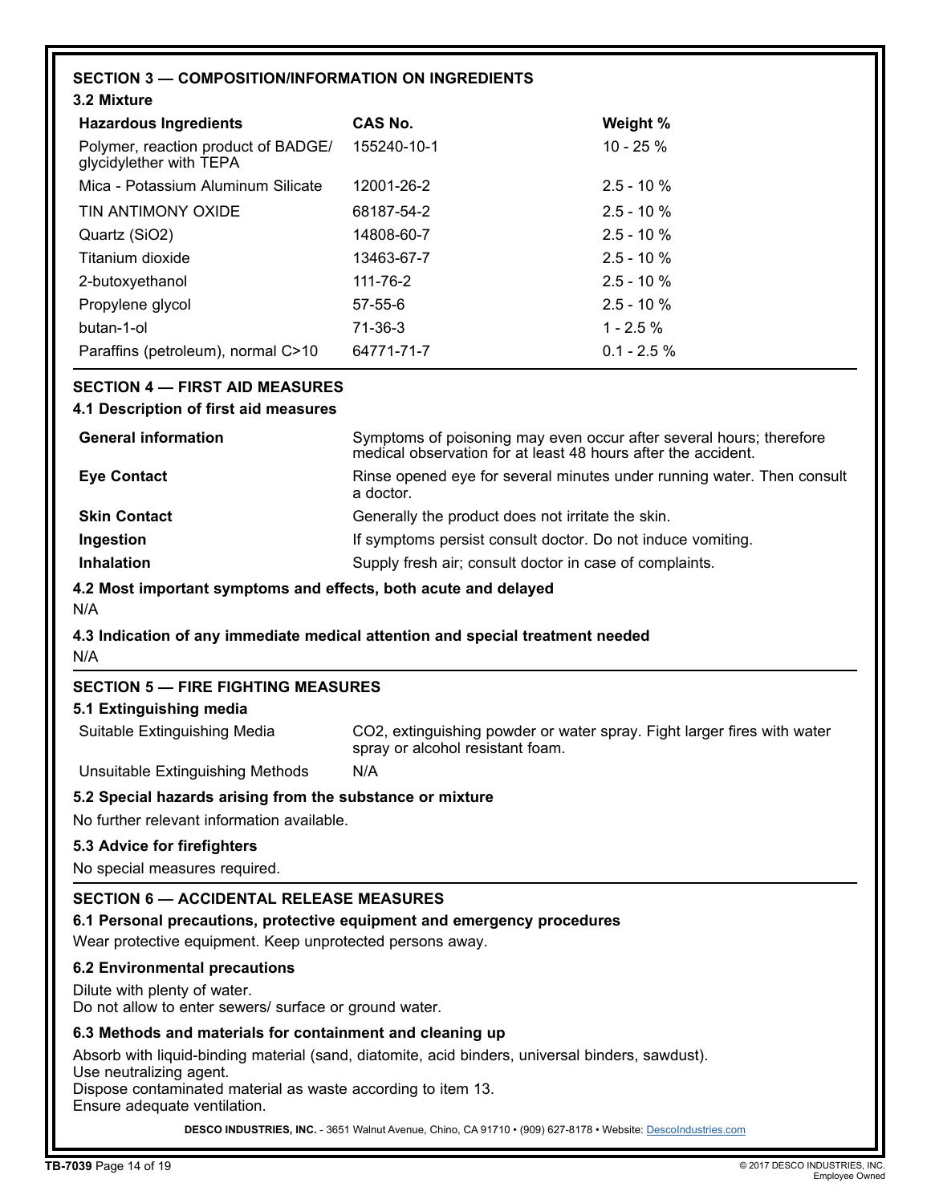## SECTION 3 — COMPOSITION/INFORMATION ON INGREDIENTS

### 3.2 Mixture

| Hazardous Ingredients | CAS No. | Weight % |
|---|---|---|
| Polymer, reaction product of BADGE/ glycidylether with TEPA | 155240-10-1 | 10 - 25 % |
| Mica - Potassium Aluminum Silicate | 12001-26-2 | 2.5 - 10 % |
| TIN ANTIMONY OXIDE | 68187-54-2 | 2.5 - 10 % |
| Quartz ($SiO_2$) | 14808-60-7 | 2.5 - 10 % |
| Titanium dioxide | 13463-67-7 | 2.5 - 10 % |
| 2-butoxyethanol | 111-76-2 | 2.5 - 10 % |
| Propylene glycol | 57-55-6 | 2.5 - 10 % |
| butan-1-ol | 71-36-3 | 1 - 2.5 % |
| Paraffins (petroleum), normal C>10 | 64771-71-7 | 0.1 - 2.5 % |

## SECTION 4 — FIRST AID MEASURES

### 4.1 Description of first aid measures

| | |
|---|---|
| **General information** | Symptoms of poisoning may even occur after several hours; therefore medical observation for at least 48 hours after the accident. |
| **Eye Contact** | Rinse opened eye for several minutes under running water. Then consult a doctor. |
| **Skin Contact** | Generally the product does not irritate the skin. |
| **Ingestion** | If symptoms persist consult doctor. Do not induce vomiting. |
| **Inhalation** | Supply fresh air; consult doctor in case of complaints. |

### 4.2 Most important symptoms and effects, both acute and delayed

N/A

### 4.3 Indication of any immediate medical attention and special treatment needed

N/A

## SECTION 5 — FIRE FIGHTING MEASURES

### 5.1 Extinguishing media

| | |
|---|---|
| Suitable Extinguishing Media | $CO_2$, extinguishing powder or water spray. Fight larger fires with water spray or alcohol resistant foam. |
| Unsuitable Extinguishing Methods | N/A |

### 5.2 Special hazards arising from the substance or mixture

No further relevant information available.

### 5.3 Advice for firefighters

No special measures required.

## SECTION 6 — ACCIDENTAL RELEASE MEASURES

### 6.1 Personal precautions, protective equipment and emergency procedures

Wear protective equipment. Keep unprotected persons away.

### 6.2 Environmental precautions

Dilute with plenty of water.
Do not allow to enter sewers/ surface or ground water.

### 6.3 Methods and materials for containment and cleaning up

Absorb with liquid-binding material (sand, diatomite, acid binders, universal binders, sawdust).
Use neutralizing agent.
Dispose contaminated material as waste according to item 13.
Ensure adequate ventilation.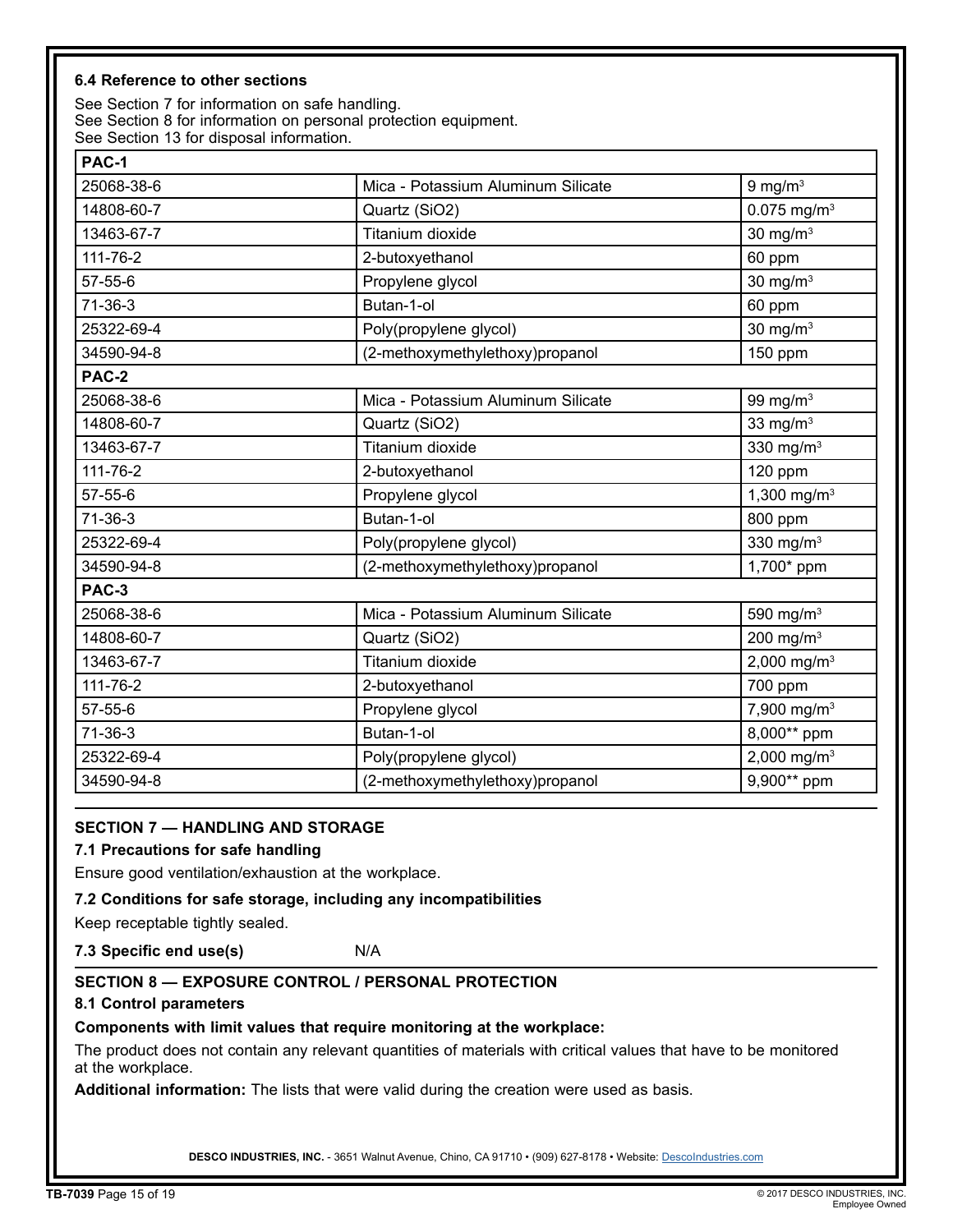### 6.4 Reference to other sections

See Section 7 for information on safe handling.
See Section 8 for information on personal protection equipment.
See Section 13 for disposal information.

| PAC-1 | | |
|---|---|---|
| 25068-38-6 | Mica - Potassium Aluminum Silicate | 9 mg/m$^3$ |
| 14808-60-7 | Quartz ($SiO_2$) | 0.075 mg/m$^3$ |
| 13463-67-7 | Titanium dioxide | 30 mg/m$^3$ |
| 111-76-2 | 2-butoxyethanol | 60 ppm |
| 57-55-6 | Propylene glycol | 30 mg/m$^3$ |
| 71-36-3 | Butan-1-ol | 60 ppm |
| 25322-69-4 | Poly(propylene glycol) | 30 mg/m$^3$ |
| 34590-94-8 | (2-methoxymethylethoxy)propanol | 150 ppm |
| **PAC-2** | | |
| 25068-38-6 | Mica - Potassium Aluminum Silicate | 99 mg/m$^3$ |
| 14808-60-7 | Quartz ($SiO_2$) | 33 mg/m$^3$ |
| 13463-67-7 | Titanium dioxide | 330 mg/m$^3$ |
| 111-76-2 | 2-butoxyethanol | 120 ppm |
| 57-55-6 | Propylene glycol | 1,300 mg/m$^3$ |
| 71-36-3 | Butan-1-ol | 800 ppm |
| 25322-69-4 | Poly(propylene glycol) | 330 mg/m$^3$ |
| 34590-94-8 | (2-methoxymethylethoxy)propanol | 1,700* ppm |
| **PAC-3** | | |
| 25068-38-6 | Mica - Potassium Aluminum Silicate | 590 mg/m$^3$ |
| 14808-60-7 | Quartz ($SiO_2$) | 200 mg/m$^3$ |
| 13463-67-7 | Titanium dioxide | 2,000 mg/m$^3$ |
| 111-76-2 | 2-butoxyethanol | 700 ppm |
| 57-55-6 | Propylene glycol | 7,900 mg/m$^3$ |
| 71-36-3 | Butan-1-ol | 8,000** ppm |
| 25322-69-4 | Poly(propylene glycol) | 2,000 mg/m$^3$ |
| 34590-94-8 | (2-methoxymethylethoxy)propanol | 9,900** ppm |

## SECTION 7 — HANDLING AND STORAGE

### 7.1 Precautions for safe handling

Ensure good ventilation/exhaustion at the workplace.

### 7.2 Conditions for safe storage, including any incompatibilities

Keep receptable tightly sealed.

**7.3 Specific end use(s)** N/A

## SECTION 8 — EXPOSURE CONTROL / PERSONAL PROTECTION

### 8.1 Control parameters

**Components with limit values that require monitoring at the workplace:**

The product does not contain any relevant quantities of materials with critical values that have to be monitored at the workplace.

**Additional information:** The lists that were valid during the creation were used as basis.

**DESCO INDUSTRIES, INC.** - 3651 Walnut Avenue, Chino, CA 91710 • (909) 627-8178 • Website: DescoIndustries.com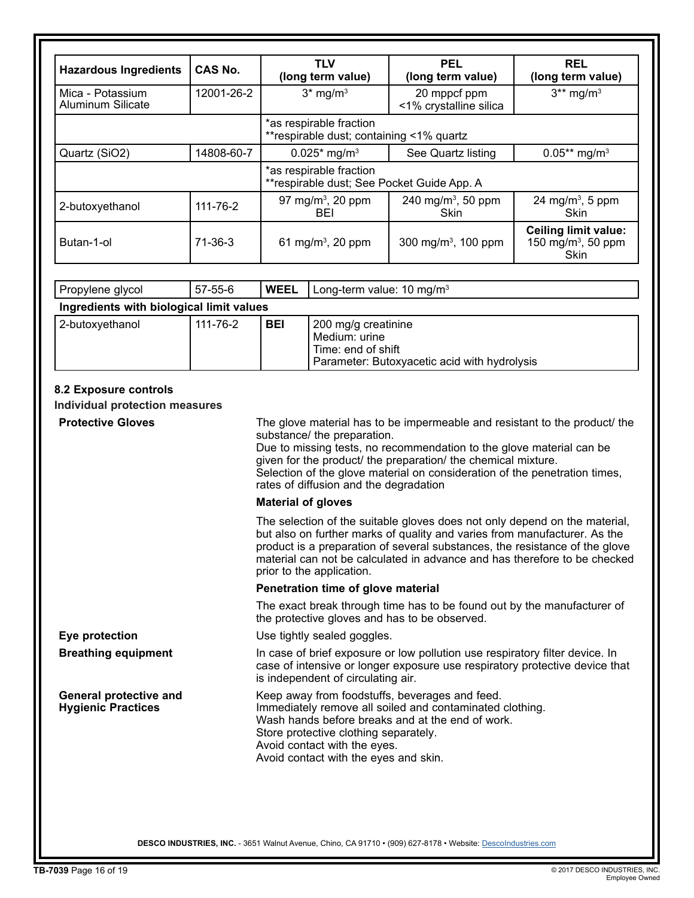| Hazardous Ingredients | CAS No. | TLV (long term value) | PEL (long term value) | REL (long term value) |
|---|---|---|---|---|
| Mica - Potassium Aluminum Silicate | 12001-26-2 | 3* mg/m³ | 20 mppcf ppm <1% crystalline silica | 3** mg/m³ |
| | | *as respirable fraction **respirable dust; containing <1% quartz | | |
| Quartz ($SiO_2$) | 14808-60-7 | 0.025* mg/m³ | See Quartz listing | 0.05** mg/m³ |
| | | *as respirable fraction **respirable dust; See Pocket Guide App. A | | |
| 2-butoxyethanol | 111-76-2 | 97 mg/m³, 20 ppm BEI | 240 mg/m³, 50 ppm Skin | 24 mg/m³, 5 ppm Skin |
| Butan-1-ol | 71-36-3 | 61 mg/m³, 20 ppm | 300 mg/m³, 100 ppm | **Ceiling limit value:** 150 mg/m³, 50 ppm Skin |

| Propylene glycol | 57-55-6 | **WEEL** | Long-term value: 10 mg/m³ |
|---|---|---|---|
| **Ingredients with biological limit values** | | | |
| 2-butoxyethanol | 111-76-2 | **BEI** | 200 mg/g creatinine Medium: urine Time: end of shift Parameter: Butoxyacetic acid with hydrolysis |

### 8.2 Exposure controls

**Individual protection measures**

**Protective Gloves**

The glove material has to be impermeable and resistant to the product/ the substance/ the preparation.
Due to missing tests, no recommendation to the glove material can be given for the product/ the preparation/ the chemical mixture.
Selection of the glove material on consideration of the penetration times, rates of diffusion and the degradation

**Material of gloves**

The selection of the suitable gloves does not only depend on the material, but also on further marks of quality and varies from manufacturer. As the product is a preparation of several substances, the resistance of the glove material can not be calculated in advance and has therefore to be checked prior to the application.

**Penetration time of glove material**

The exact break through time has to be found out by the manufacturer of the protective gloves and has to be observed.

**Eye protection**

Use tightly sealed goggles.

**Breathing equipment**

In case of brief exposure or low pollution use respiratory filter device. In case of intensive or longer exposure use respiratory protective device that is independent of circulating air.

**General protective and Hygienic Practices**

Keep away from foodstuffs, beverages and feed.
Immediately remove all soiled and contaminated clothing.
Wash hands before breaks and at the end of work.
Store protective clothing separately.
Avoid contact with the eyes.
Avoid contact with the eyes and skin.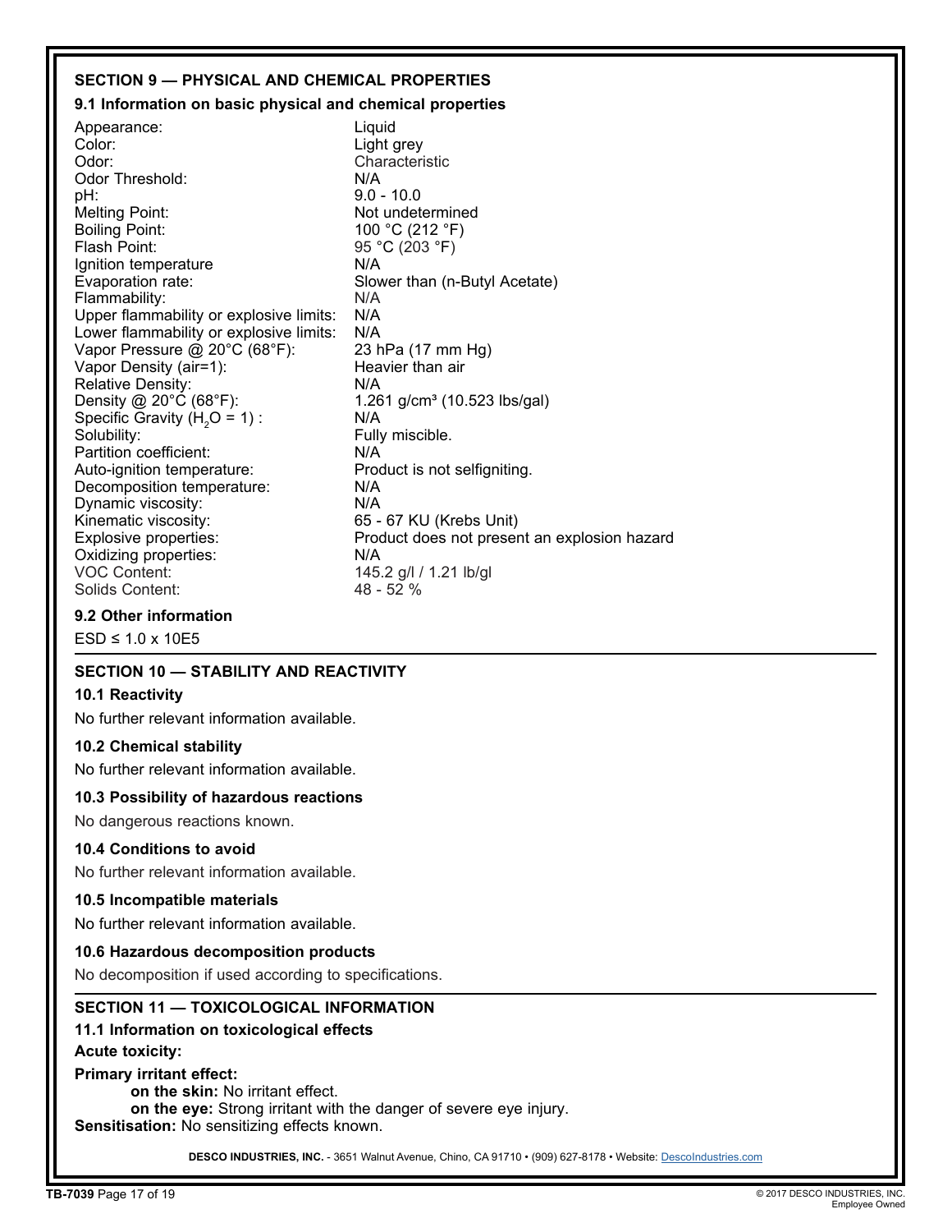## SECTION 9 — PHYSICAL AND CHEMICAL PROPERTIES

### 9.1 Information on basic physical and chemical properties

| | |
|---|---|
| Appearance: | Liquid |
| Color: | Light grey |
| Odor: | Characteristic |
| Odor Threshold: | N/A |
| pH: | 9.0 - 10.0 |
| Melting Point: | Not undetermined |
| Boiling Point: | 100 °C (212 °F) |
| Flash Point: | 95 °C (203 °F) |
| Ignition temperature | N/A |
| Evaporation rate: | Slower than (n-Butyl Acetate) |
| Flammability: | N/A |
| Upper flammability or explosive limits: | N/A |
| Lower flammability or explosive limits: | N/A |
| Vapor Pressure @ 20°C (68°F): | 23 hPa (17 mm Hg) |
| Vapor Density (air=1): | Heavier than air |
| Relative Density: | N/A |
| Density @ 20°C (68°F): | 1.261 g/cm³ (10.523 lbs/gal) |
| Specific Gravity ($H_2O$ = 1) : | N/A |
| Solubility: | Fully miscible. |
| Partition coefficient: | N/A |
| Auto-ignition temperature: | Product is not selfigniting. |
| Decomposition temperature: | N/A |
| Dynamic viscosity: | N/A |
| Kinematic viscosity: | 65 - 67 KU (Krebs Unit) |
| Explosive properties: | Product does not present an explosion hazard |
| Oxidizing properties: | N/A |
| VOC Content: | 145.2 g/l / 1.21 lb/gl |
| Solids Content: | 48 - 52 % |

### 9.2 Other information

ESD ≤ 1.0 x 10E5

## SECTION 10 — STABILITY AND REACTIVITY

### 10.1 Reactivity

No further relevant information available.

### 10.2 Chemical stability

No further relevant information available.

### 10.3 Possibility of hazardous reactions

No dangerous reactions known.

### 10.4 Conditions to avoid

No further relevant information available.

### 10.5 Incompatible materials

No further relevant information available.

### 10.6 Hazardous decomposition products

No decomposition if used according to specifications.

## SECTION 11 — TOXICOLOGICAL INFORMATION

### 11.1 Information on toxicological effects

**Acute toxicity:**

**Primary irritant effect:**

**on the skin:** No irritant effect.

**on the eye:** Strong irritant with the danger of severe eye injury.

**Sensitisation:** No sensitizing effects known.

**DESCO INDUSTRIES, INC.** - 3651 Walnut Avenue, Chino, CA 91710 • (909) 627-8178 • Website: DescoIndustries.com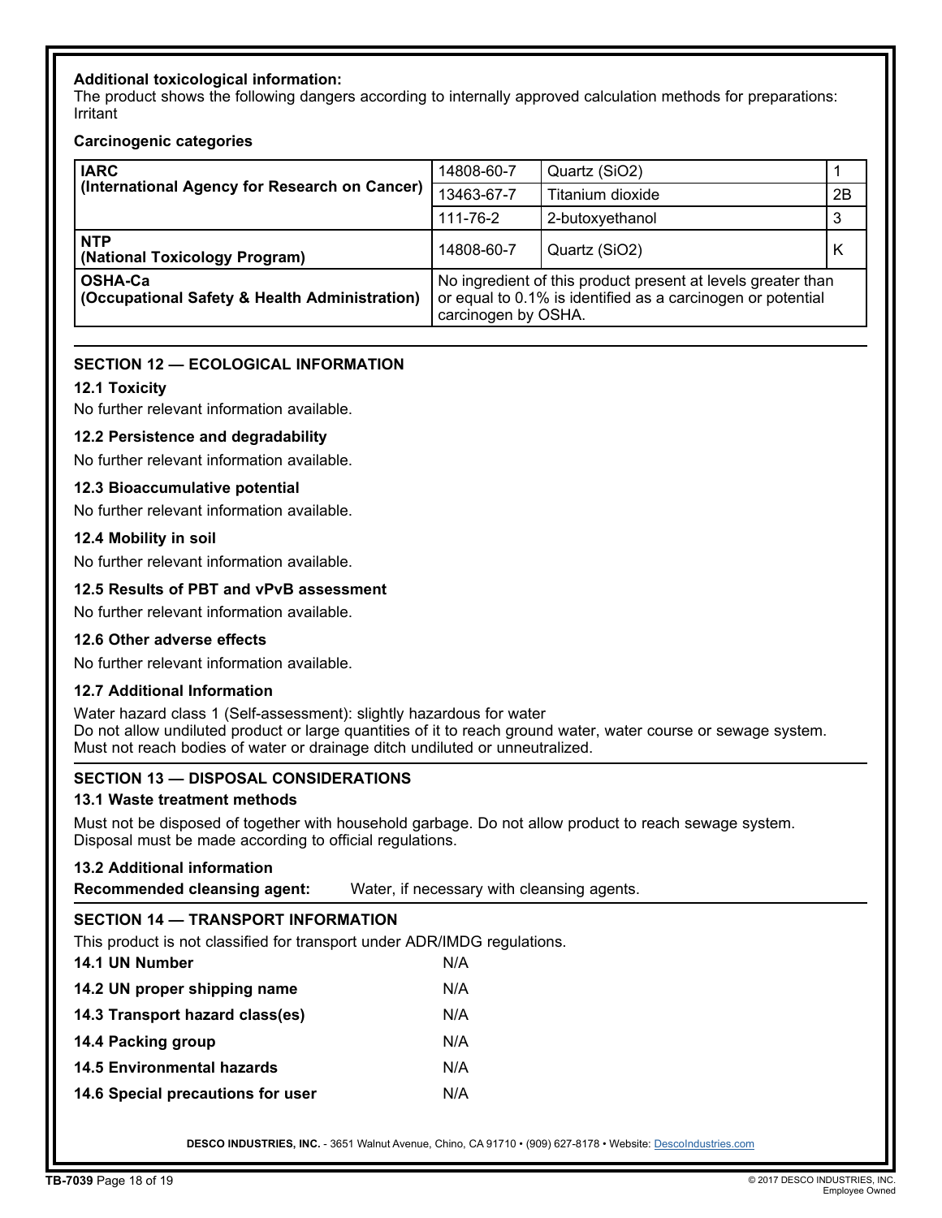**Additional toxicological information:**
The product shows the following dangers according to internally approved calculation methods for preparations:
Irritant

**Carcinogenic categories**

| | | | |
|---|---|---|---|
| **IARC (International Agency for Research on Cancer)** | 14808-60-7 | Quartz ($SiO_2$) | 1 |
| | 13463-67-7 | Titanium dioxide | 2B |
| | 111-76-2 | 2-butoxyethanol | 3 |
| **NTP (National Toxicology Program)** | 14808-60-7 | Quartz ($SiO_2$) | K |
| **OSHA-Ca (Occupational Safety & Health Administration)** | No ingredient of this product present at levels greater than or equal to 0.1% is identified as a carcinogen or potential carcinogen by OSHA. | | |

## SECTION 12 — ECOLOGICAL INFORMATION

### 12.1 Toxicity

No further relevant information available.

### 12.2 Persistence and degradability

No further relevant information available.

### 12.3 Bioaccumulative potential

No further relevant information available.

### 12.4 Mobility in soil

No further relevant information available.

### 12.5 Results of PBT and vPvB assessment

No further relevant information available.

### 12.6 Other adverse effects

No further relevant information available.

### 12.7 Additional Information

Water hazard class 1 (Self-assessment): slightly hazardous for water
Do not allow undiluted product or large quantities of it to reach ground water, water course or sewage system.
Must not reach bodies of water or drainage ditch undiluted or unneutralized.

## SECTION 13 — DISPOSAL CONSIDERATIONS

### 13.1 Waste treatment methods

Must not be disposed of together with household garbage. Do not allow product to reach sewage system.
Disposal must be made according to official regulations.

### 13.2 Additional information

**Recommended cleansing agent:** Water, if necessary with cleansing agents.

## SECTION 14 — TRANSPORT INFORMATION

This product is not classified for transport under ADR/IMDG regulations.

| | |
|---|---|
| **14.1 UN Number** | N/A |
| **14.2 UN proper shipping name** | N/A |
| **14.3 Transport hazard class(es)** | N/A |
| **14.4 Packing group** | N/A |
| **14.5 Environmental hazards** | N/A |
| **14.6 Special precautions for user** | N/A |

**DESCO INDUSTRIES, INC.** - 3651 Walnut Avenue, Chino, CA 91710 • (909) 627-8178 • Website: DescoIndustries.com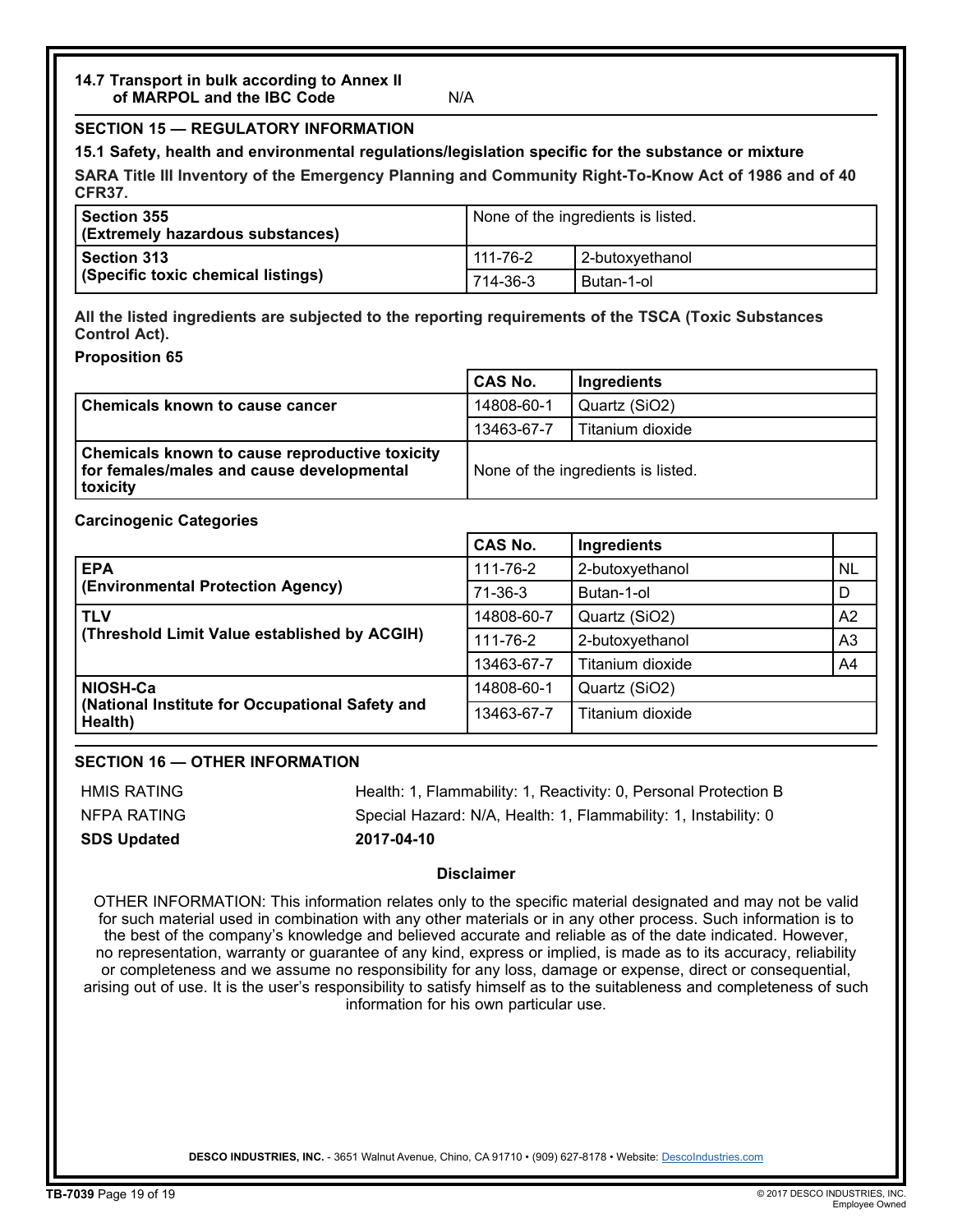**14.7 Transport in bulk according to Annex II of MARPOL and the IBC Code** N/A

## SECTION 15 — REGULATORY INFORMATION

### 15.1 Safety, health and environmental regulations/legislation specific for the substance or mixture

**SARA Title III Inventory of the Emergency Planning and Community Right-To-Know Act of 1986 and of 40 CFR37.**

| | | |
|---|---|---|
| **Section 355 (Extremely hazardous substances)** | None of the ingredients is listed. | |
| **Section 313 (Specific toxic chemical listings)** | 111-76-2 | 2-butoxyethanol |
| | 714-36-3 | Butan-1-ol |

**All the listed ingredients are subjected to the reporting requirements of the TSCA (Toxic Substances Control Act).**

**Proposition 65**

| | CAS No. | Ingredients |
|---|---|---|
| **Chemicals known to cause cancer** | 14808-60-1 | Quartz (SiO2) |
| | 13463-67-7 | Titanium dioxide |
| **Chemicals known to cause reproductive toxicity for females/males and cause developmental toxicity** | None of the ingredients is listed. | |

**Carcinogenic Categories**

| | CAS No. | Ingredients | |
|---|---|---|---|
| **EPA (Environmental Protection Agency)** | 111-76-2 | 2-butoxyethanol | NL |
| | 71-36-3 | Butan-1-ol | D |
| **TLV (Threshold Limit Value established by ACGIH)** | 14808-60-7 | Quartz (SiO2) | A2 |
| | 111-76-2 | 2-butoxyethanol | A3 |
| | 13463-67-7 | Titanium dioxide | A4 |
| **NIOSH-Ca (National Institute for Occupational Safety and Health)** | 14808-60-1 | Quartz (SiO2) | |
| | 13463-67-7 | Titanium dioxide | |

## SECTION 16 — OTHER INFORMATION

| | |
|---|---|
| HMIS RATING | Health: 1, Flammability: 1, Reactivity: 0, Personal Protection B |
| NFPA RATING | Special Hazard: N/A, Health: 1, Flammability: 1, Instability: 0 |
| **SDS Updated** | **2017-04-10** |

**Disclaimer**

OTHER INFORMATION: This information relates only to the specific material designated and may not be valid for such material used in combination with any other materials or in any other process. Such information is to the best of the company's knowledge and believed accurate and reliable as of the date indicated. However, no representation, warranty or guarantee of any kind, express or implied, is made as to its accuracy, reliability or completeness and we assume no responsibility for any loss, damage or expense, direct or consequential, arising out of use. It is the user's responsibility to satisfy himself as to the suitableness and completeness of such information for his own particular use.

**DESCO INDUSTRIES, INC.** - 3651 Walnut Avenue, Chino, CA 91710 • (909) 627-8178 • Website: DescoIndustries.com